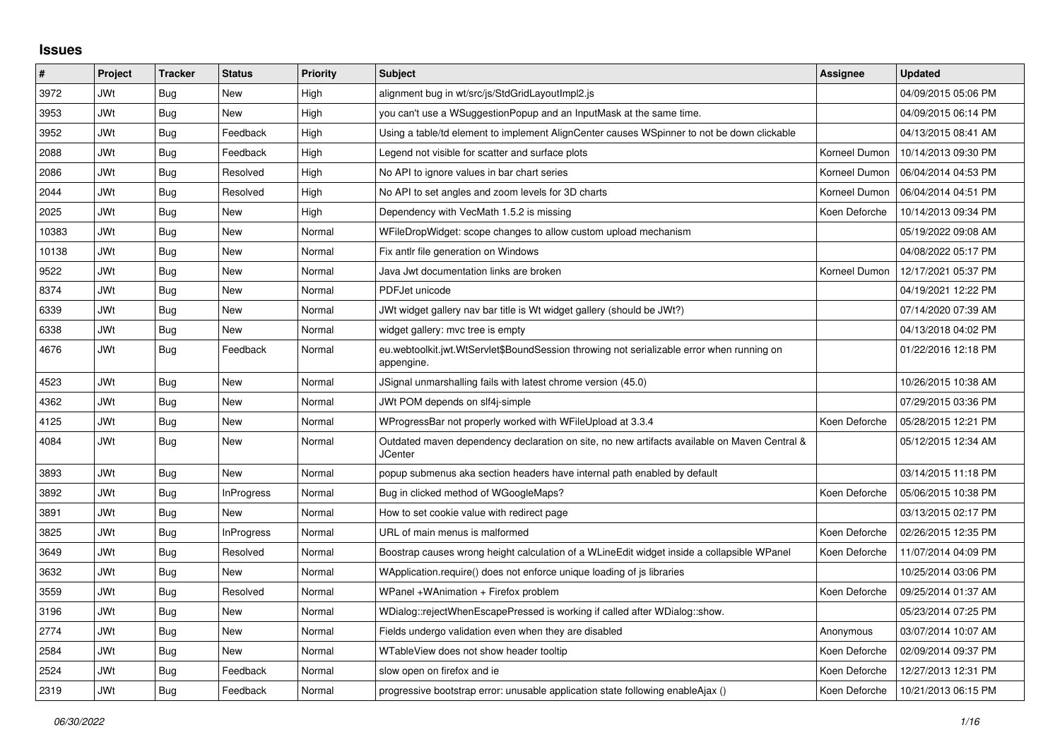# Issues

| # | Project | Tracker | Status | Priority | Subject | Assignee | Updated |
|---|---|---|---|---|---|---|---|
| 3972 | JWt | Bug | New | High | alignment bug in wt/src/js/StdGridLayoutImpl2.js | | 04/09/2015 05:06 PM |
| 3953 | JWt | Bug | New | High | you can't use a WSuggestionPopup and an InputMask at the same time. | | 04/09/2015 06:14 PM |
| 3952 | JWt | Bug | Feedback | High | Using a table/td element to implement AlignCenter causes WSpinner to not be down clickable | | 04/13/2015 08:41 AM |
| 2088 | JWt | Bug | Feedback | High | Legend not visible for scatter and surface plots | Korneel Dumon | 10/14/2013 09:30 PM |
| 2086 | JWt | Bug | Resolved | High | No API to ignore values in bar chart series | Korneel Dumon | 06/04/2014 04:53 PM |
| 2044 | JWt | Bug | Resolved | High | No API to set angles and zoom levels for 3D charts | Korneel Dumon | 06/04/2014 04:51 PM |
| 2025 | JWt | Bug | New | High | Dependency with VecMath 1.5.2 is missing | Koen Deforche | 10/14/2013 09:34 PM |
| 10383 | JWt | Bug | New | Normal | WFileDropWidget: scope changes to allow custom upload mechanism | | 05/19/2022 09:08 AM |
| 10138 | JWt | Bug | New | Normal | Fix antlr file generation on Windows | | 04/08/2022 05:17 PM |
| 9522 | JWt | Bug | New | Normal | Java Jwt documentation links are broken | Korneel Dumon | 12/17/2021 05:37 PM |
| 8374 | JWt | Bug | New | Normal | PDFJet unicode | | 04/19/2021 12:22 PM |
| 6339 | JWt | Bug | New | Normal | JWt widget gallery nav bar title is Wt widget gallery (should be JWt?) | | 07/14/2020 07:39 AM |
| 6338 | JWt | Bug | New | Normal | widget gallery: mvc tree is empty | | 04/13/2018 04:02 PM |
| 4676 | JWt | Bug | Feedback | Normal | eu.webtoolkit.jwt.WtServlet$BoundSession throwing not serializable error when running on appengine. | | 01/22/2016 12:18 PM |
| 4523 | JWt | Bug | New | Normal | JSignal unmarshalling fails with latest chrome version (45.0) | | 10/26/2015 10:38 AM |
| 4362 | JWt | Bug | New | Normal | JWt POM depends on slf4j-simple | | 07/29/2015 03:36 PM |
| 4125 | JWt | Bug | New | Normal | WProgressBar not properly worked with WFileUpload at 3.3.4 | Koen Deforche | 05/28/2015 12:21 PM |
| 4084 | JWt | Bug | New | Normal | Outdated maven dependency declaration on site, no new artifacts available on Maven Central & JCenter | | 05/12/2015 12:34 AM |
| 3893 | JWt | Bug | New | Normal | popup submenus aka section headers have internal path enabled by default | | 03/14/2015 11:18 PM |
| 3892 | JWt | Bug | InProgress | Normal | Bug in clicked method of WGoogleMaps? | Koen Deforche | 05/06/2015 10:38 PM |
| 3891 | JWt | Bug | New | Normal | How to set cookie value with redirect page | | 03/13/2015 02:17 PM |
| 3825 | JWt | Bug | InProgress | Normal | URL of main menus is malformed | Koen Deforche | 02/26/2015 12:35 PM |
| 3649 | JWt | Bug | Resolved | Normal | Boostrap causes wrong height calculation of a WLineEdit widget inside a collapsible WPanel | Koen Deforche | 11/07/2014 04:09 PM |
| 3632 | JWt | Bug | New | Normal | WApplication.require() does not enforce unique loading of js libraries | | 10/25/2014 03:06 PM |
| 3559 | JWt | Bug | Resolved | Normal | WPanel +WAnimation + Firefox problem | Koen Deforche | 09/25/2014 01:37 AM |
| 3196 | JWt | Bug | New | Normal | WDialog::rejectWhenEscapePressed is working if called after WDialog::show. | | 05/23/2014 07:25 PM |
| 2774 | JWt | Bug | New | Normal | Fields undergo validation even when they are disabled | Anonymous | 03/07/2014 10:07 AM |
| 2584 | JWt | Bug | New | Normal | WTableView does not show header tooltip | Koen Deforche | 02/09/2014 09:37 PM |
| 2524 | JWt | Bug | Feedback | Normal | slow open on firefox and ie | Koen Deforche | 12/27/2013 12:31 PM |
| 2319 | JWt | Bug | Feedback | Normal | progressive bootstrap error: unusable application state following enableAjax () | Koen Deforche | 10/21/2013 06:15 PM |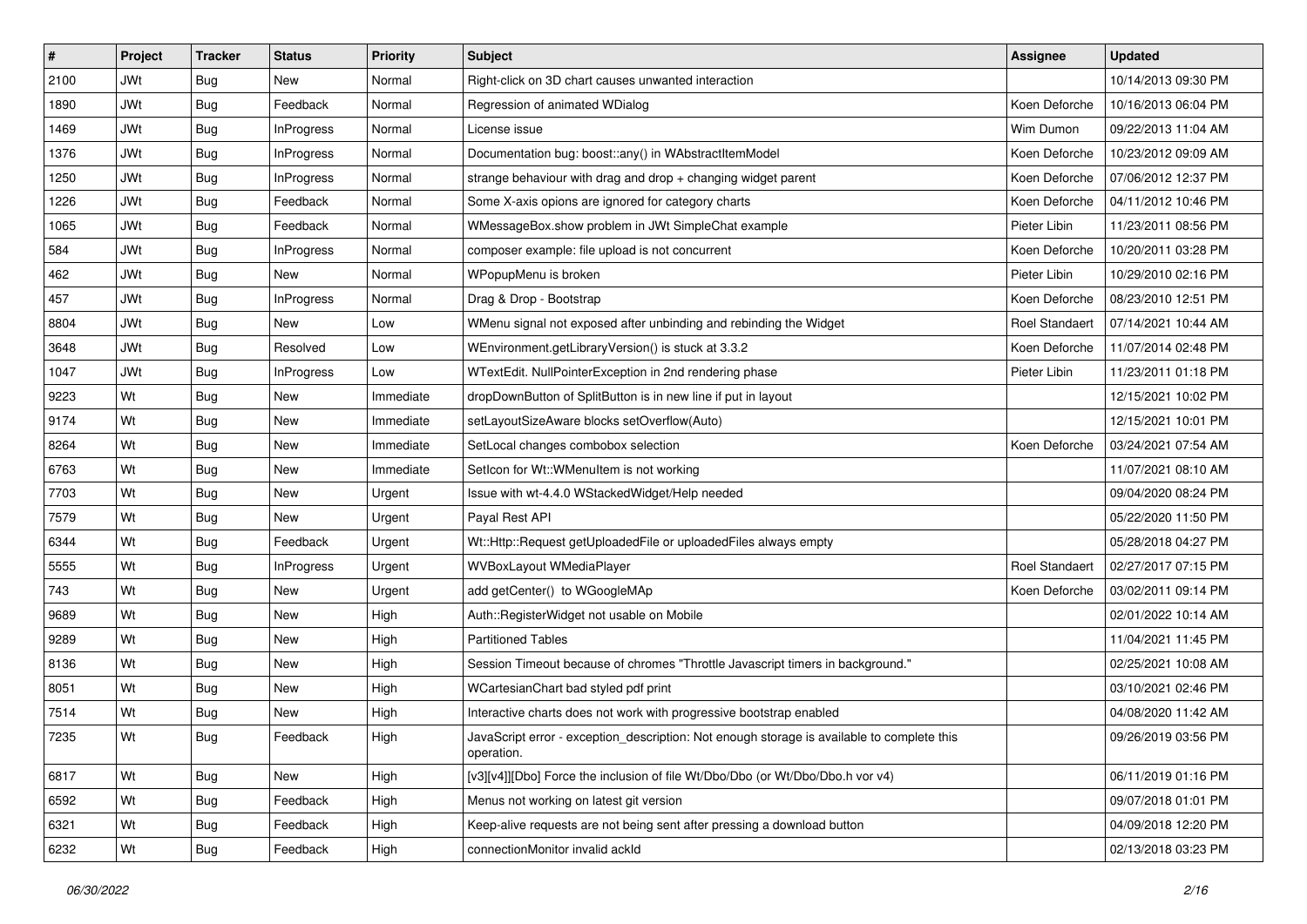| # | Project | Tracker | Status | Priority | Subject | Assignee | Updated |
|---|---|---|---|---|---|---|---|
| 2100 | JWt | Bug | New | Normal | Right-click on 3D chart causes unwanted interaction | | 10/14/2013 09:30 PM |
| 1890 | JWt | Bug | Feedback | Normal | Regression of animated WDialog | Koen Deforche | 10/16/2013 06:04 PM |
| 1469 | JWt | Bug | InProgress | Normal | License issue | Wim Dumon | 09/22/2013 11:04 AM |
| 1376 | JWt | Bug | InProgress | Normal | Documentation bug: boost::any() in WAbstractItemModel | Koen Deforche | 10/23/2012 09:09 AM |
| 1250 | JWt | Bug | InProgress | Normal | strange behaviour with drag and drop + changing widget parent | Koen Deforche | 07/06/2012 12:37 PM |
| 1226 | JWt | Bug | Feedback | Normal | Some X-axis opions are ignored for category charts | Koen Deforche | 04/11/2012 10:46 PM |
| 1065 | JWt | Bug | Feedback | Normal | WMessageBox.show problem in JWt SimpleChat example | Pieter Libin | 11/23/2011 08:56 PM |
| 584 | JWt | Bug | InProgress | Normal | composer example: file upload is not concurrent | Koen Deforche | 10/20/2011 03:28 PM |
| 462 | JWt | Bug | New | Normal | WPopupMenu is broken | Pieter Libin | 10/29/2010 02:16 PM |
| 457 | JWt | Bug | InProgress | Normal | Drag & Drop - Bootstrap | Koen Deforche | 08/23/2010 12:51 PM |
| 8804 | JWt | Bug | New | Low | WMenu signal not exposed after unbinding and rebinding the Widget | Roel Standaert | 07/14/2021 10:44 AM |
| 3648 | JWt | Bug | Resolved | Low | WEnvironment.getLibraryVersion() is stuck at 3.3.2 | Koen Deforche | 11/07/2014 02:48 PM |
| 1047 | JWt | Bug | InProgress | Low | WTextEdit. NullPointerException in 2nd rendering phase | Pieter Libin | 11/23/2011 01:18 PM |
| 9223 | Wt | Bug | New | Immediate | dropDownButton of SplitButton is in new line if put in layout | | 12/15/2021 10:02 PM |
| 9174 | Wt | Bug | New | Immediate | setLayoutSizeAware blocks setOverflow(Auto) | | 12/15/2021 10:01 PM |
| 8264 | Wt | Bug | New | Immediate | SetLocal changes combobox selection | Koen Deforche | 03/24/2021 07:54 AM |
| 6763 | Wt | Bug | New | Immediate | SetIcon for Wt::WMenuItem is not working | | 11/07/2021 08:10 AM |
| 7703 | Wt | Bug | New | Urgent | Issue with wt-4.4.0 WStackedWidget/Help needed | | 09/04/2020 08:24 PM |
| 7579 | Wt | Bug | New | Urgent | Payal Rest API | | 05/22/2020 11:50 PM |
| 6344 | Wt | Bug | Feedback | Urgent | Wt::Http::Request getUploadedFile or uploadedFiles always empty | | 05/28/2018 04:27 PM |
| 5555 | Wt | Bug | InProgress | Urgent | WVBoxLayout WMediaPlayer | Roel Standaert | 02/27/2017 07:15 PM |
| 743 | Wt | Bug | New | Urgent | add getCenter() to WGoogleMAp | Koen Deforche | 03/02/2011 09:14 PM |
| 9689 | Wt | Bug | New | High | Auth::RegisterWidget not usable on Mobile | | 02/01/2022 10:14 AM |
| 9289 | Wt | Bug | New | High | Partitioned Tables | | 11/04/2021 11:45 PM |
| 8136 | Wt | Bug | New | High | Session Timeout because of chromes "Throttle Javascript timers in background." | | 02/25/2021 10:08 AM |
| 8051 | Wt | Bug | New | High | WCartesianChart bad styled pdf print | | 03/10/2021 02:46 PM |
| 7514 | Wt | Bug | New | High | Interactive charts does not work with progressive bootstrap enabled | | 04/08/2020 11:42 AM |
| 7235 | Wt | Bug | Feedback | High | JavaScript error - exception_description: Not enough storage is available to complete this operation. | | 09/26/2019 03:56 PM |
| 6817 | Wt | Bug | New | High | [v3][v4]][Dbo] Force the inclusion of file Wt/Dbo/Dbo (or Wt/Dbo/Dbo.h vor v4) | | 06/11/2019 01:16 PM |
| 6592 | Wt | Bug | Feedback | High | Menus not working on latest git version | | 09/07/2018 01:01 PM |
| 6321 | Wt | Bug | Feedback | High | Keep-alive requests are not being sent after pressing a download button | | 04/09/2018 12:20 PM |
| 6232 | Wt | Bug | Feedback | High | connectionMonitor invalid ackId | | 02/13/2018 03:23 PM |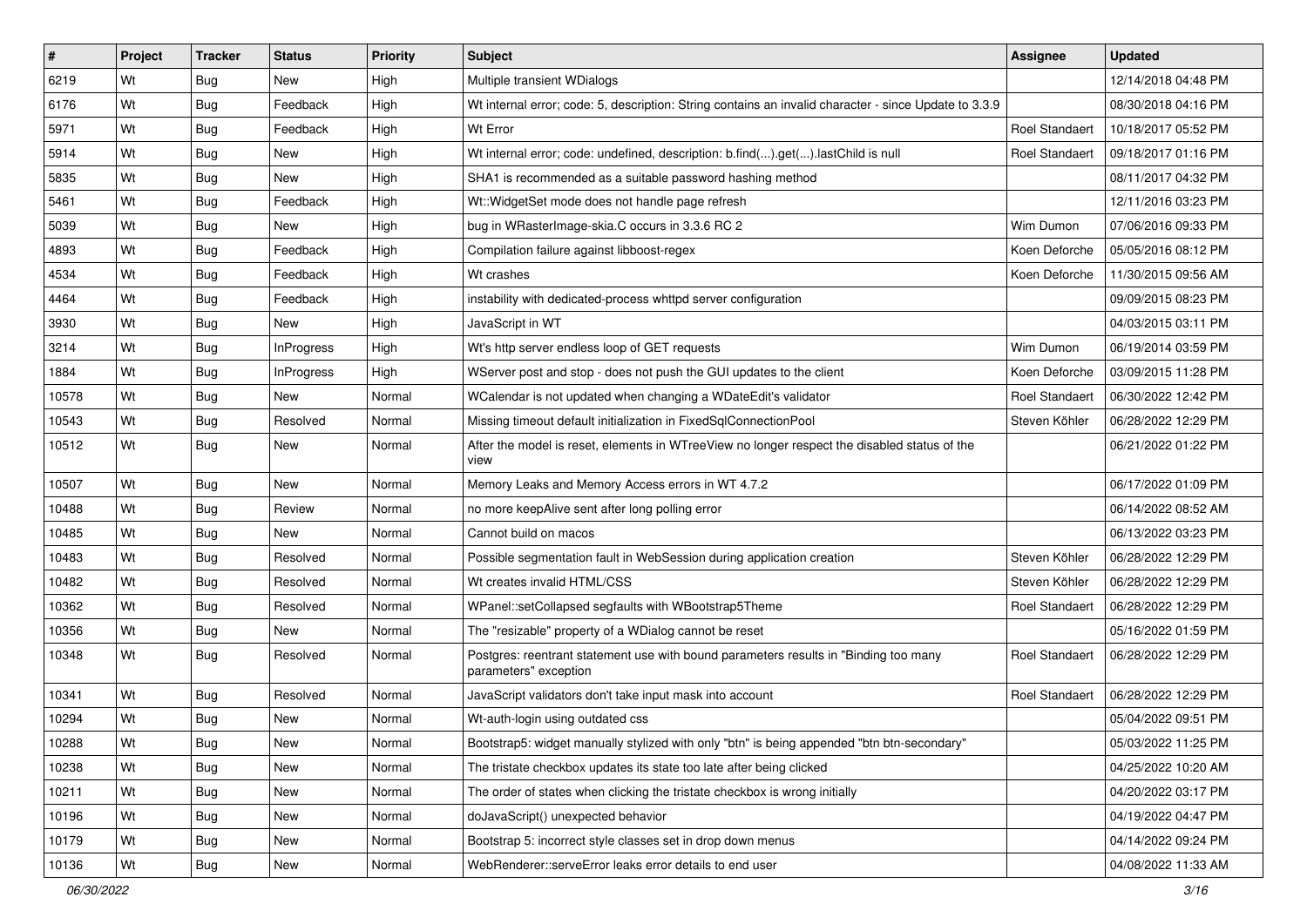| # | Project | Tracker | Status | Priority | Subject | Assignee | Updated |
|---|---|---|---|---|---|---|---|
| 6219 | Wt | Bug | New | High | Multiple transient WDialogs | | 12/14/2018 04:48 PM |
| 6176 | Wt | Bug | Feedback | High | Wt internal error; code: 5, description: String contains an invalid character - since Update to 3.3.9 | | 08/30/2018 04:16 PM |
| 5971 | Wt | Bug | Feedback | High | Wt Error | Roel Standaert | 10/18/2017 05:52 PM |
| 5914 | Wt | Bug | New | High | Wt internal error; code: undefined, description: b.find(...).get(...).lastChild is null | Roel Standaert | 09/18/2017 01:16 PM |
| 5835 | Wt | Bug | New | High | SHA1 is recommended as a suitable password hashing method | | 08/11/2017 04:32 PM |
| 5461 | Wt | Bug | Feedback | High | Wt::WidgetSet mode does not handle page refresh | | 12/11/2016 03:23 PM |
| 5039 | Wt | Bug | New | High | bug in WRasterImage-skia.C occurs in 3.3.6 RC 2 | Wim Dumon | 07/06/2016 09:33 PM |
| 4893 | Wt | Bug | Feedback | High | Compilation failure against libboost-regex | Koen Deforche | 05/05/2016 08:12 PM |
| 4534 | Wt | Bug | Feedback | High | Wt crashes | Koen Deforche | 11/30/2015 09:56 AM |
| 4464 | Wt | Bug | Feedback | High | instability with dedicated-process whttpd server configuration | | 09/09/2015 08:23 PM |
| 3930 | Wt | Bug | New | High | JavaScript in WT | | 04/03/2015 03:11 PM |
| 3214 | Wt | Bug | InProgress | High | Wt's http server endless loop of GET requests | Wim Dumon | 06/19/2014 03:59 PM |
| 1884 | Wt | Bug | InProgress | High | WServer post and stop - does not push the GUI updates to the client | Koen Deforche | 03/09/2015 11:28 PM |
| 10578 | Wt | Bug | New | Normal | WCalendar is not updated when changing a WDateEdit's validator | Roel Standaert | 06/30/2022 12:42 PM |
| 10543 | Wt | Bug | Resolved | Normal | Missing timeout default initialization in FixedSqlConnectionPool | Steven Köhler | 06/28/2022 12:29 PM |
| 10512 | Wt | Bug | New | Normal | After the model is reset, elements in WTreeView no longer respect the disabled status of the view | | 06/21/2022 01:22 PM |
| 10507 | Wt | Bug | New | Normal | Memory Leaks and Memory Access errors in WT 4.7.2 | | 06/17/2022 01:09 PM |
| 10488 | Wt | Bug | Review | Normal | no more keepAlive sent after long polling error | | 06/14/2022 08:52 AM |
| 10485 | Wt | Bug | New | Normal | Cannot build on macos | | 06/13/2022 03:23 PM |
| 10483 | Wt | Bug | Resolved | Normal | Possible segmentation fault in WebSession during application creation | Steven Köhler | 06/28/2022 12:29 PM |
| 10482 | Wt | Bug | Resolved | Normal | Wt creates invalid HTML/CSS | Steven Köhler | 06/28/2022 12:29 PM |
| 10362 | Wt | Bug | Resolved | Normal | WPanel::setCollapsed segfaults with WBootstrap5Theme | Roel Standaert | 06/28/2022 12:29 PM |
| 10356 | Wt | Bug | New | Normal | The "resizable" property of a WDialog cannot be reset | | 05/16/2022 01:59 PM |
| 10348 | Wt | Bug | Resolved | Normal | Postgres: reentrant statement use with bound parameters results in "Binding too many parameters" exception | Roel Standaert | 06/28/2022 12:29 PM |
| 10341 | Wt | Bug | Resolved | Normal | JavaScript validators don't take input mask into account | Roel Standaert | 06/28/2022 12:29 PM |
| 10294 | Wt | Bug | New | Normal | Wt-auth-login using outdated css | | 05/04/2022 09:51 PM |
| 10288 | Wt | Bug | New | Normal | Bootstrap5: widget manually stylized with only "btn" is being appended "btn btn-secondary" | | 05/03/2022 11:25 PM |
| 10238 | Wt | Bug | New | Normal | The tristate checkbox updates its state too late after being clicked | | 04/25/2022 10:20 AM |
| 10211 | Wt | Bug | New | Normal | The order of states when clicking the tristate checkbox is wrong initially | | 04/20/2022 03:17 PM |
| 10196 | Wt | Bug | New | Normal | doJavaScript() unexpected behavior | | 04/19/2022 04:47 PM |
| 10179 | Wt | Bug | New | Normal | Bootstrap 5: incorrect style classes set in drop down menus | | 04/14/2022 09:24 PM |
| 10136 | Wt | Bug | New | Normal | WebRenderer::serveError leaks error details to end user | | 04/08/2022 11:33 AM |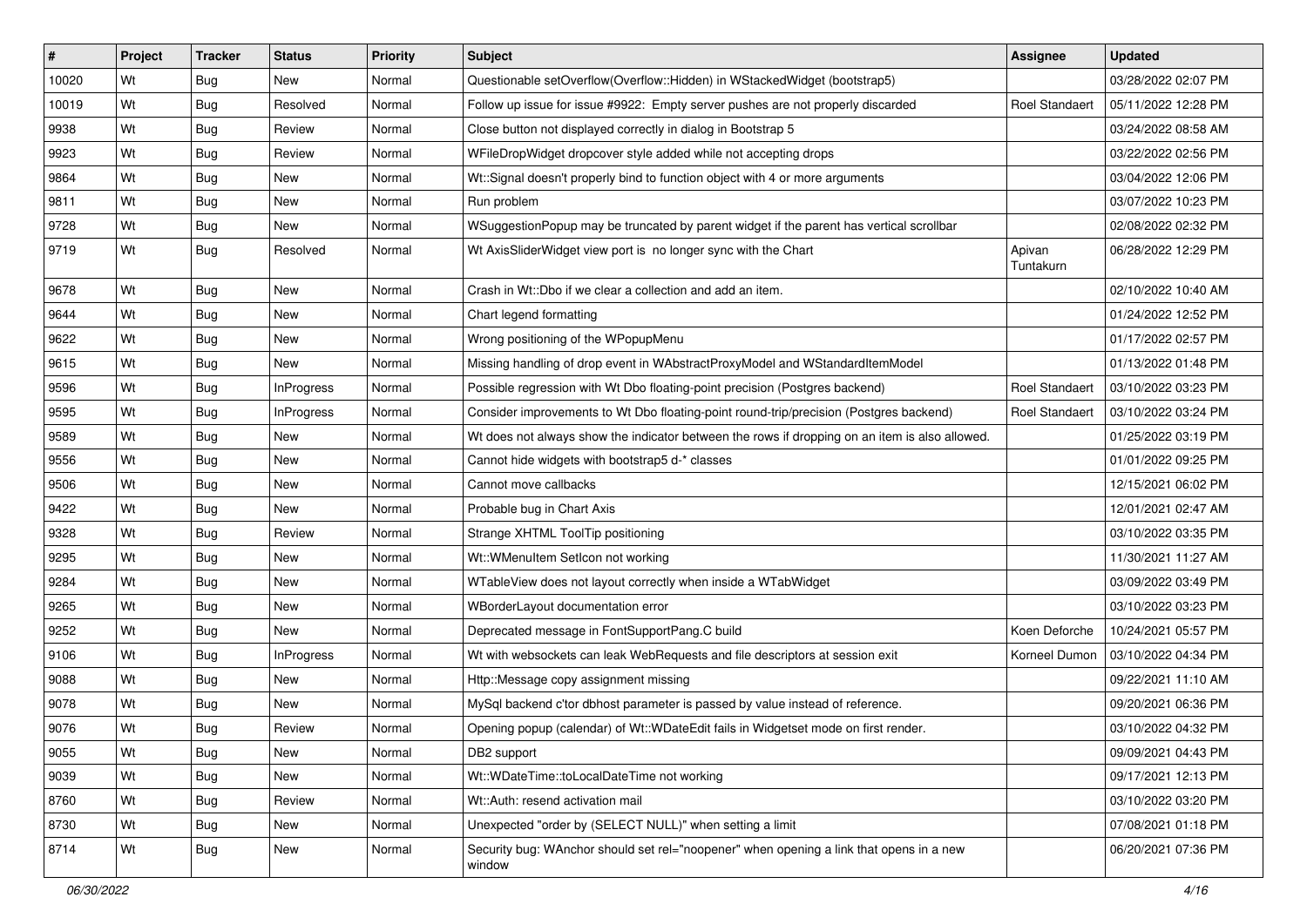| # | Project | Tracker | Status | Priority | Subject | Assignee | Updated |
|---|---|---|---|---|---|---|---|
| 10020 | Wt | Bug | New | Normal | Questionable setOverflow(Overflow::Hidden) in WStackedWidget (bootstrap5) | | 03/28/2022 02:07 PM |
| 10019 | Wt | Bug | Resolved | Normal | Follow up issue for issue #9922: Empty server pushes are not properly discarded | Roel Standaert | 05/11/2022 12:28 PM |
| 9938 | Wt | Bug | Review | Normal | Close button not displayed correctly in dialog in Bootstrap 5 | | 03/24/2022 08:58 AM |
| 9923 | Wt | Bug | Review | Normal | WFileDropWidget dropcover style added while not accepting drops | | 03/22/2022 02:56 PM |
| 9864 | Wt | Bug | New | Normal | Wt::Signal doesn't properly bind to function object with 4 or more arguments | | 03/04/2022 12:06 PM |
| 9811 | Wt | Bug | New | Normal | Run problem | | 03/07/2022 10:23 PM |
| 9728 | Wt | Bug | New | Normal | WSuggestionPopup may be truncated by parent widget if the parent has vertical scrollbar | | 02/08/2022 02:32 PM |
| 9719 | Wt | Bug | Resolved | Normal | Wt AxisSliderWidget view port is no longer sync with the Chart | Apivan Tuntakurn | 06/28/2022 12:29 PM |
| 9678 | Wt | Bug | New | Normal | Crash in Wt::Dbo if we clear a collection and add an item. | | 02/10/2022 10:40 AM |
| 9644 | Wt | Bug | New | Normal | Chart legend formatting | | 01/24/2022 12:52 PM |
| 9622 | Wt | Bug | New | Normal | Wrong positioning of the WPopupMenu | | 01/17/2022 02:57 PM |
| 9615 | Wt | Bug | New | Normal | Missing handling of drop event in WAbstractProxyModel and WStandardItemModel | | 01/13/2022 01:48 PM |
| 9596 | Wt | Bug | InProgress | Normal | Possible regression with Wt Dbo floating-point precision (Postgres backend) | Roel Standaert | 03/10/2022 03:23 PM |
| 9595 | Wt | Bug | InProgress | Normal | Consider improvements to Wt Dbo floating-point round-trip/precision (Postgres backend) | Roel Standaert | 03/10/2022 03:24 PM |
| 9589 | Wt | Bug | New | Normal | Wt does not always show the indicator between the rows if dropping on an item is also allowed. | | 01/25/2022 03:19 PM |
| 9556 | Wt | Bug | New | Normal | Cannot hide widgets with bootstrap5 d-* classes | | 01/01/2022 09:25 PM |
| 9506 | Wt | Bug | New | Normal | Cannot move callbacks | | 12/15/2021 06:02 PM |
| 9422 | Wt | Bug | New | Normal | Probable bug in Chart Axis | | 12/01/2021 02:47 AM |
| 9328 | Wt | Bug | Review | Normal | Strange XHTML ToolTip positioning | | 03/10/2022 03:35 PM |
| 9295 | Wt | Bug | New | Normal | Wt::WMenuItem SetIcon not working | | 11/30/2021 11:27 AM |
| 9284 | Wt | Bug | New | Normal | WTableView does not layout correctly when inside a WTabWidget | | 03/09/2022 03:49 PM |
| 9265 | Wt | Bug | New | Normal | WBorderLayout documentation error | | 03/10/2022 03:23 PM |
| 9252 | Wt | Bug | New | Normal | Deprecated message in FontSupportPang.C build | Koen Deforche | 10/24/2021 05:57 PM |
| 9106 | Wt | Bug | InProgress | Normal | Wt with websockets can leak WebRequests and file descriptors at session exit | Korneel Dumon | 03/10/2022 04:34 PM |
| 9088 | Wt | Bug | New | Normal | Http::Message copy assignment missing | | 09/22/2021 11:10 AM |
| 9078 | Wt | Bug | New | Normal | MySql backend c'tor dbhost parameter is passed by value instead of reference. | | 09/20/2021 06:36 PM |
| 9076 | Wt | Bug | Review | Normal | Opening popup (calendar) of Wt::WDateEdit fails in Widgetset mode on first render. | | 03/10/2022 04:32 PM |
| 9055 | Wt | Bug | New | Normal | DB2 support | | 09/09/2021 04:43 PM |
| 9039 | Wt | Bug | New | Normal | Wt::WDateTime::toLocalDateTime not working | | 09/17/2021 12:13 PM |
| 8760 | Wt | Bug | Review | Normal | Wt::Auth: resend activation mail | | 03/10/2022 03:20 PM |
| 8730 | Wt | Bug | New | Normal | Unexpected "order by (SELECT NULL)" when setting a limit | | 07/08/2021 01:18 PM |
| 8714 | Wt | Bug | New | Normal | Security bug: WAnchor should set rel="noopener" when opening a link that opens in a new window | | 06/20/2021 07:36 PM |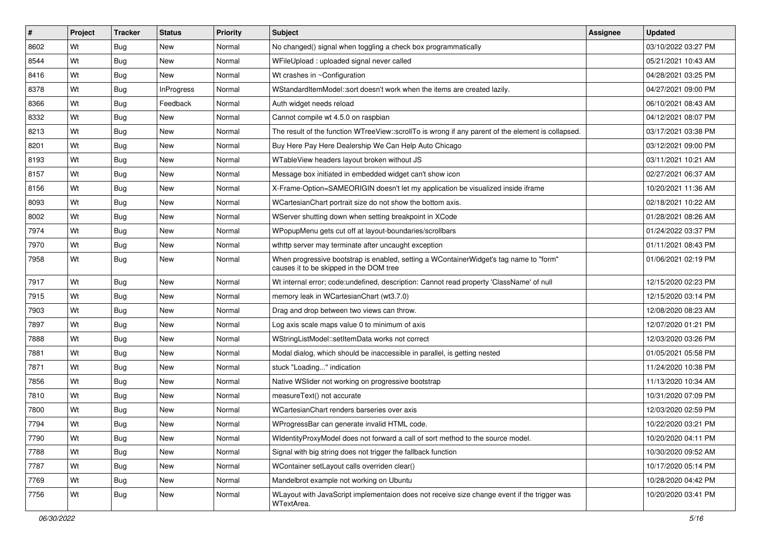| # | Project | Tracker | Status | Priority | Subject | Assignee | Updated |
|---|---|---|---|---|---|---|---|
| 8602 | Wt | Bug | New | Normal | No changed() signal when toggling a check box programmatically | | 03/10/2022 03:27 PM |
| 8544 | Wt | Bug | New | Normal | WFileUpload : uploaded signal never called | | 05/21/2021 10:43 AM |
| 8416 | Wt | Bug | New | Normal | Wt crashes in ~Configuration | | 04/28/2021 03:25 PM |
| 8378 | Wt | Bug | InProgress | Normal | WStandardItemModel::sort doesn't work when the items are created lazily. | | 04/27/2021 09:00 PM |
| 8366 | Wt | Bug | Feedback | Normal | Auth widget needs reload | | 06/10/2021 08:43 AM |
| 8332 | Wt | Bug | New | Normal | Cannot compile wt 4.5.0 on raspbian | | 04/12/2021 08:07 PM |
| 8213 | Wt | Bug | New | Normal | The result of the function WTreeView::scrollTo is wrong if any parent of the element is collapsed. | | 03/17/2021 03:38 PM |
| 8201 | Wt | Bug | New | Normal | Buy Here Pay Here Dealership We Can Help Auto Chicago | | 03/12/2021 09:00 PM |
| 8193 | Wt | Bug | New | Normal | WTableView headers layout broken without JS | | 03/11/2021 10:21 AM |
| 8157 | Wt | Bug | New | Normal | Message box initiated in embedded widget can't show icon | | 02/27/2021 06:37 AM |
| 8156 | Wt | Bug | New | Normal | X-Frame-Option=SAMEORIGIN doesn't let my application be visualized inside iframe | | 10/20/2021 11:36 AM |
| 8093 | Wt | Bug | New | Normal | WCartesianChart portrait size do not show the bottom axis. | | 02/18/2021 10:22 AM |
| 8002 | Wt | Bug | New | Normal | WServer shutting down when setting breakpoint in XCode | | 01/28/2021 08:26 AM |
| 7974 | Wt | Bug | New | Normal | WPopupMenu gets cut off at layout-boundaries/scrollbars | | 01/24/2022 03:37 PM |
| 7970 | Wt | Bug | New | Normal | wthttp server may terminate after uncaught exception | | 01/11/2021 08:43 PM |
| 7958 | Wt | Bug | New | Normal | When progressive bootstrap is enabled, setting a WContainerWidget's tag name to "form" causes it to be skipped in the DOM tree | | 01/06/2021 02:19 PM |
| 7917 | Wt | Bug | New | Normal | Wt internal error; code:undefined, description: Cannot read property 'ClassName' of null | | 12/15/2020 02:23 PM |
| 7915 | Wt | Bug | New | Normal | memory leak in WCartesianChart (wt3.7.0) | | 12/15/2020 03:14 PM |
| 7903 | Wt | Bug | New | Normal | Drag and drop between two views can throw. | | 12/08/2020 08:23 AM |
| 7897 | Wt | Bug | New | Normal | Log axis scale maps value 0 to minimum of axis | | 12/07/2020 01:21 PM |
| 7888 | Wt | Bug | New | Normal | WStringListModel::setItemData works not correct | | 12/03/2020 03:26 PM |
| 7881 | Wt | Bug | New | Normal | Modal dialog, which should be inaccessible in parallel, is getting nested | | 01/05/2021 05:58 PM |
| 7871 | Wt | Bug | New | Normal | stuck "Loading..." indication | | 11/24/2020 10:38 PM |
| 7856 | Wt | Bug | New | Normal | Native WSlider not working on progressive bootstrap | | 11/13/2020 10:34 AM |
| 7810 | Wt | Bug | New | Normal | measureText() not accurate | | 10/31/2020 07:09 PM |
| 7800 | Wt | Bug | New | Normal | WCartesianChart renders barseries over axis | | 12/03/2020 02:59 PM |
| 7794 | Wt | Bug | New | Normal | WProgressBar can generate invalid HTML code. | | 10/22/2020 03:21 PM |
| 7790 | Wt | Bug | New | Normal | WIdentityProxyModel does not forward a call of sort method to the source model. | | 10/20/2020 04:11 PM |
| 7788 | Wt | Bug | New | Normal | Signal with big string does not trigger the fallback function | | 10/30/2020 09:52 AM |
| 7787 | Wt | Bug | New | Normal | WContainer setLayout calls overriden clear() | | 10/17/2020 05:14 PM |
| 7769 | Wt | Bug | New | Normal | Mandelbrot example not working on Ubuntu | | 10/28/2020 04:42 PM |
| 7756 | Wt | Bug | New | Normal | WLayout with JavaScript implementaion does not receive size change event if the trigger was WTextArea. | | 10/20/2020 03:41 PM |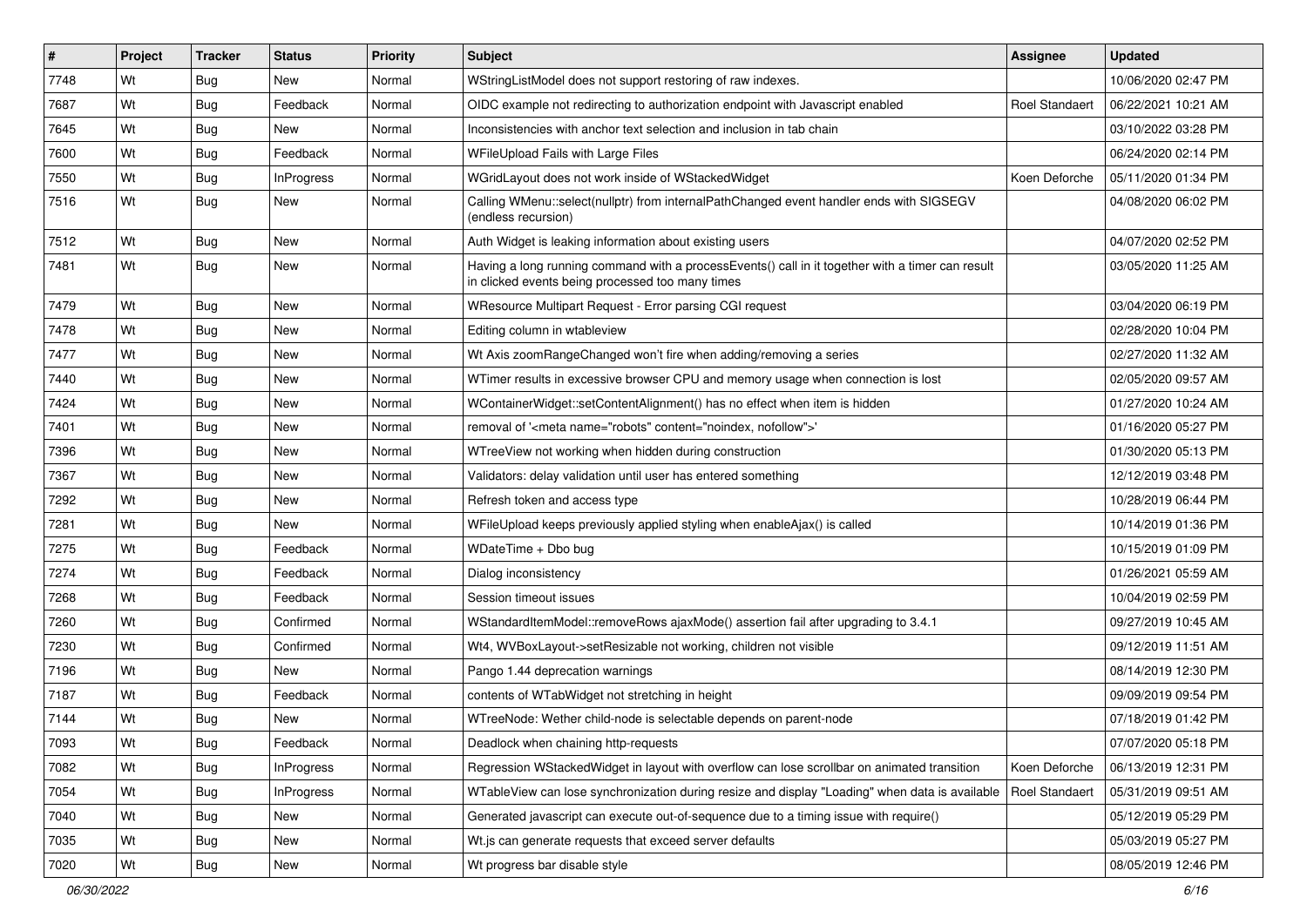| # | Project | Tracker | Status | Priority | Subject | Assignee | Updated |
|---|---|---|---|---|---|---|---|
| 7748 | Wt | Bug | New | Normal | WStringListModel does not support restoring of raw indexes. | | 10/06/2020 02:47 PM |
| 7687 | Wt | Bug | Feedback | Normal | OIDC example not redirecting to authorization endpoint with Javascript enabled | Roel Standaert | 06/22/2021 10:21 AM |
| 7645 | Wt | Bug | New | Normal | Inconsistencies with anchor text selection and inclusion in tab chain | | 03/10/2022 03:28 PM |
| 7600 | Wt | Bug | Feedback | Normal | WFileUpload Fails with Large Files | | 06/24/2020 02:14 PM |
| 7550 | Wt | Bug | InProgress | Normal | WGridLayout does not work inside of WStackedWidget | Koen Deforche | 05/11/2020 01:34 PM |
| 7516 | Wt | Bug | New | Normal | Calling WMenu::select(nullptr) from internalPathChanged event handler ends with SIGSEGV (endless recursion) | | 04/08/2020 06:02 PM |
| 7512 | Wt | Bug | New | Normal | Auth Widget is leaking information about existing users | | 04/07/2020 02:52 PM |
| 7481 | Wt | Bug | New | Normal | Having a long running command with a processEvents() call in it together with a timer can result in clicked events being processed too many times | | 03/05/2020 11:25 AM |
| 7479 | Wt | Bug | New | Normal | WResource Multipart Request - Error parsing CGI request | | 03/04/2020 06:19 PM |
| 7478 | Wt | Bug | New | Normal | Editing column in wtableview | | 02/28/2020 10:04 PM |
| 7477 | Wt | Bug | New | Normal | Wt Axis zoomRangeChanged won't fire when adding/removing a series | | 02/27/2020 11:32 AM |
| 7440 | Wt | Bug | New | Normal | WTimer results in excessive browser CPU and memory usage when connection is lost | | 02/05/2020 09:57 AM |
| 7424 | Wt | Bug | New | Normal | WContainerWidget::setContentAlignment() has no effect when item is hidden | | 01/27/2020 10:24 AM |
| 7401 | Wt | Bug | New | Normal | removal of '<meta name="robots" content="noindex, nofollow">' | | 01/16/2020 05:27 PM |
| 7396 | Wt | Bug | New | Normal | WTreeView not working when hidden during construction | | 01/30/2020 05:13 PM |
| 7367 | Wt | Bug | New | Normal | Validators: delay validation until user has entered something | | 12/12/2019 03:48 PM |
| 7292 | Wt | Bug | New | Normal | Refresh token and access type | | 10/28/2019 06:44 PM |
| 7281 | Wt | Bug | New | Normal | WFileUpload keeps previously applied styling when enableAjax() is called | | 10/14/2019 01:36 PM |
| 7275 | Wt | Bug | Feedback | Normal | WDateTime + Dbo bug | | 10/15/2019 01:09 PM |
| 7274 | Wt | Bug | Feedback | Normal | Dialog inconsistency | | 01/26/2021 05:59 AM |
| 7268 | Wt | Bug | Feedback | Normal | Session timeout issues | | 10/04/2019 02:59 PM |
| 7260 | Wt | Bug | Confirmed | Normal | WStandardItemModel::removeRows ajaxMode() assertion fail after upgrading to 3.4.1 | | 09/27/2019 10:45 AM |
| 7230 | Wt | Bug | Confirmed | Normal | Wt4, WVBoxLayout->setResizable not working, children not visible | | 09/12/2019 11:51 AM |
| 7196 | Wt | Bug | New | Normal | Pango 1.44 deprecation warnings | | 08/14/2019 12:30 PM |
| 7187 | Wt | Bug | Feedback | Normal | contents of WTabWidget not stretching in height | | 09/09/2019 09:54 PM |
| 7144 | Wt | Bug | New | Normal | WTreeNode: Wether child-node is selectable depends on parent-node | | 07/18/2019 01:42 PM |
| 7093 | Wt | Bug | Feedback | Normal | Deadlock when chaining http-requests | | 07/07/2020 05:18 PM |
| 7082 | Wt | Bug | InProgress | Normal | Regression WStackedWidget in layout with overflow can lose scrollbar on animated transition | Koen Deforche | 06/13/2019 12:31 PM |
| 7054 | Wt | Bug | InProgress | Normal | WTableView can lose synchronization during resize and display "Loading" when data is available | Roel Standaert | 05/31/2019 09:51 AM |
| 7040 | Wt | Bug | New | Normal | Generated javascript can execute out-of-sequence due to a timing issue with require() | | 05/12/2019 05:29 PM |
| 7035 | Wt | Bug | New | Normal | Wt.js can generate requests that exceed server defaults | | 05/03/2019 05:27 PM |
| 7020 | Wt | Bug | New | Normal | Wt progress bar disable style | | 08/05/2019 12:46 PM |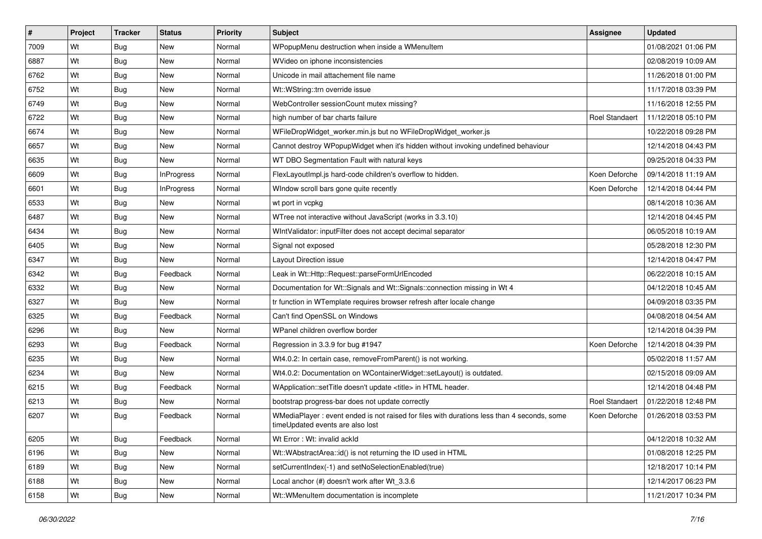| # | Project | Tracker | Status | Priority | Subject | Assignee | Updated |
|---|---|---|---|---|---|---|---|
| 7009 | Wt | Bug | New | Normal | WPopupMenu destruction when inside a WMenuItem | | 01/08/2021 01:06 PM |
| 6887 | Wt | Bug | New | Normal | WVideo on iphone inconsistencies | | 02/08/2019 10:09 AM |
| 6762 | Wt | Bug | New | Normal | Unicode in mail attachement file name | | 11/26/2018 01:00 PM |
| 6752 | Wt | Bug | New | Normal | Wt::WString::trn override issue | | 11/17/2018 03:39 PM |
| 6749 | Wt | Bug | New | Normal | WebController sessionCount mutex missing? | | 11/16/2018 12:55 PM |
| 6722 | Wt | Bug | New | Normal | high number of bar charts failure | Roel Standaert | 11/12/2018 05:10 PM |
| 6674 | Wt | Bug | New | Normal | WFileDropWidget_worker.min.js but no WFileDropWidget_worker.js | | 10/22/2018 09:28 PM |
| 6657 | Wt | Bug | New | Normal | Cannot destroy WPopupWidget when it's hidden without invoking undefined behaviour | | 12/14/2018 04:43 PM |
| 6635 | Wt | Bug | New | Normal | WT DBO Segmentation Fault with natural keys | | 09/25/2018 04:33 PM |
| 6609 | Wt | Bug | InProgress | Normal | FlexLayoutImpl.js hard-code children's overflow to hidden. | Koen Deforche | 09/14/2018 11:19 AM |
| 6601 | Wt | Bug | InProgress | Normal | WIndow scroll bars gone quite recently | Koen Deforche | 12/14/2018 04:44 PM |
| 6533 | Wt | Bug | New | Normal | wt port in vcpkg | | 08/14/2018 10:36 AM |
| 6487 | Wt | Bug | New | Normal | WTree not interactive without JavaScript (works in 3.3.10) | | 12/14/2018 04:45 PM |
| 6434 | Wt | Bug | New | Normal | WIntValidator: inputFilter does not accept decimal separator | | 06/05/2018 10:19 AM |
| 6405 | Wt | Bug | New | Normal | Signal not exposed | | 05/28/2018 12:30 PM |
| 6347 | Wt | Bug | New | Normal | Layout Direction issue | | 12/14/2018 04:47 PM |
| 6342 | Wt | Bug | Feedback | Normal | Leak in Wt::Http::Request::parseFormUrlEncoded | | 06/22/2018 10:15 AM |
| 6332 | Wt | Bug | New | Normal | Documentation for Wt::Signals and Wt::Signals::connection missing in Wt 4 | | 04/12/2018 10:45 AM |
| 6327 | Wt | Bug | New | Normal | tr function in WTemplate requires browser refresh after locale change | | 04/09/2018 03:35 PM |
| 6325 | Wt | Bug | Feedback | Normal | Can't find OpenSSL on Windows | | 04/08/2018 04:54 AM |
| 6296 | Wt | Bug | New | Normal | WPanel children overflow border | | 12/14/2018 04:39 PM |
| 6293 | Wt | Bug | Feedback | Normal | Regression in 3.3.9 for bug #1947 | Koen Deforche | 12/14/2018 04:39 PM |
| 6235 | Wt | Bug | New | Normal | Wt4.0.2: In certain case, removeFromParent() is not working. | | 05/02/2018 11:57 AM |
| 6234 | Wt | Bug | New | Normal | Wt4.0.2: Documentation on WContainerWidget::setLayout() is outdated. | | 02/15/2018 09:09 AM |
| 6215 | Wt | Bug | Feedback | Normal | WApplication::setTitle doesn't update <title> in HTML header. | | 12/14/2018 04:48 PM |
| 6213 | Wt | Bug | New | Normal | bootstrap progress-bar does not update correctly | Roel Standaert | 01/22/2018 12:48 PM |
| 6207 | Wt | Bug | Feedback | Normal | WMediaPlayer : event ended is not raised for files with durations less than 4 seconds, some timeUpdated events are also lost | Koen Deforche | 01/26/2018 03:53 PM |
| 6205 | Wt | Bug | Feedback | Normal | Wt Error : Wt: invalid ackId | | 04/12/2018 10:32 AM |
| 6196 | Wt | Bug | New | Normal | Wt::WAbstractArea::id() is not returning the ID used in HTML | | 01/08/2018 12:25 PM |
| 6189 | Wt | Bug | New | Normal | setCurrentIndex(-1) and setNoSelectionEnabled(true) | | 12/18/2017 10:14 PM |
| 6188 | Wt | Bug | New | Normal | Local anchor (#) doesn't work after Wt_3.3.6 | | 12/14/2017 06:23 PM |
| 6158 | Wt | Bug | New | Normal | Wt::WMenuItem documentation is incomplete | | 11/21/2017 10:34 PM |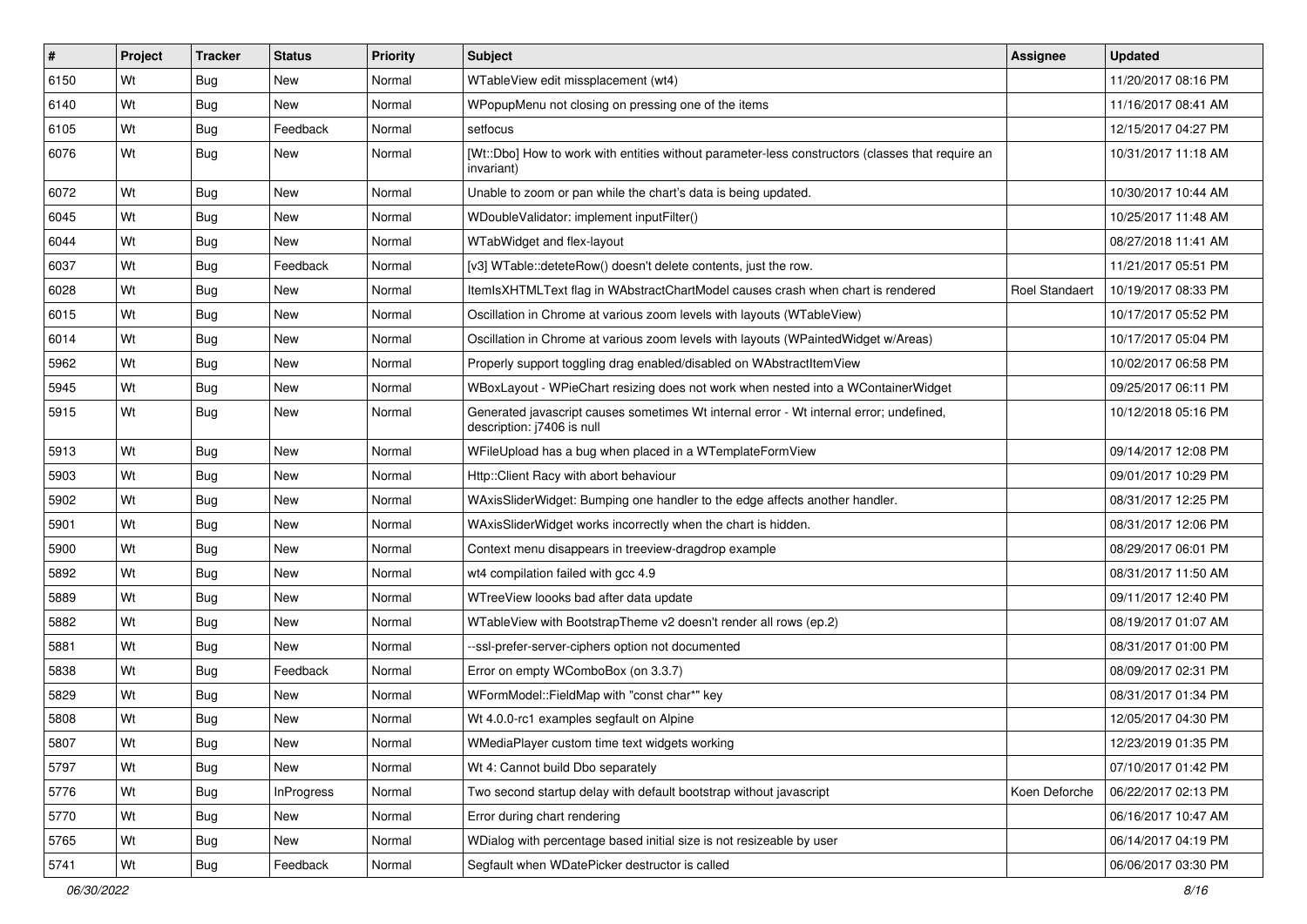| # | Project | Tracker | Status | Priority | Subject | Assignee | Updated |
|---|---|---|---|---|---|---|---|
| 6150 | Wt | Bug | New | Normal | WTableView edit missplacement (wt4) | | 11/20/2017 08:16 PM |
| 6140 | Wt | Bug | New | Normal | WPopupMenu not closing on pressing one of the items | | 11/16/2017 08:41 AM |
| 6105 | Wt | Bug | Feedback | Normal | setfocus | | 12/15/2017 04:27 PM |
| 6076 | Wt | Bug | New | Normal | [Wt::Dbo] How to work with entities without parameter-less constructors (classes that require an invariant) | | 10/31/2017 11:18 AM |
| 6072 | Wt | Bug | New | Normal | Unable to zoom or pan while the chart's data is being updated. | | 10/30/2017 10:44 AM |
| 6045 | Wt | Bug | New | Normal | WDoubleValidator: implement inputFilter() | | 10/25/2017 11:48 AM |
| 6044 | Wt | Bug | New | Normal | WTabWidget and flex-layout | | 08/27/2018 11:41 AM |
| 6037 | Wt | Bug | Feedback | Normal | [v3] WTable::deteteRow() doesn't delete contents, just the row. | | 11/21/2017 05:51 PM |
| 6028 | Wt | Bug | New | Normal | ItemIsXHTMLText flag in WAbstractChartModel causes crash when chart is rendered | Roel Standaert | 10/19/2017 08:33 PM |
| 6015 | Wt | Bug | New | Normal | Oscillation in Chrome at various zoom levels with layouts (WTableView) | | 10/17/2017 05:52 PM |
| 6014 | Wt | Bug | New | Normal | Oscillation in Chrome at various zoom levels with layouts (WPaintedWidget w/Areas) | | 10/17/2017 05:04 PM |
| 5962 | Wt | Bug | New | Normal | Properly support toggling drag enabled/disabled on WAbstractItemView | | 10/02/2017 06:58 PM |
| 5945 | Wt | Bug | New | Normal | WBoxLayout - WPieChart resizing does not work when nested into a WContainerWidget | | 09/25/2017 06:11 PM |
| 5915 | Wt | Bug | New | Normal | Generated javascript causes sometimes Wt internal error - Wt internal error; undefined, description: j7406 is null | | 10/12/2018 05:16 PM |
| 5913 | Wt | Bug | New | Normal | WFileUpload has a bug when placed in a WTemplateFormView | | 09/14/2017 12:08 PM |
| 5903 | Wt | Bug | New | Normal | Http::Client Racy with abort behaviour | | 09/01/2017 10:29 PM |
| 5902 | Wt | Bug | New | Normal | WAxisSliderWidget: Bumping one handler to the edge affects another handler. | | 08/31/2017 12:25 PM |
| 5901 | Wt | Bug | New | Normal | WAxisSliderWidget works incorrectly when the chart is hidden. | | 08/31/2017 12:06 PM |
| 5900 | Wt | Bug | New | Normal | Context menu disappears in treeview-dragdrop example | | 08/29/2017 06:01 PM |
| 5892 | Wt | Bug | New | Normal | wt4 compilation failed with gcc 4.9 | | 08/31/2017 11:50 AM |
| 5889 | Wt | Bug | New | Normal | WTreeView loooks bad after data update | | 09/11/2017 12:40 PM |
| 5882 | Wt | Bug | New | Normal | WTableView with BootstrapTheme v2 doesn't render all rows (ep.2) | | 08/19/2017 01:07 AM |
| 5881 | Wt | Bug | New | Normal | --ssl-prefer-server-ciphers option not documented | | 08/31/2017 01:00 PM |
| 5838 | Wt | Bug | Feedback | Normal | Error on empty WComboBox (on 3.3.7) | | 08/09/2017 02:31 PM |
| 5829 | Wt | Bug | New | Normal | WFormModel::FieldMap with "const char*" key | | 08/31/2017 01:34 PM |
| 5808 | Wt | Bug | New | Normal | Wt 4.0.0-rc1 examples segfault on Alpine | | 12/05/2017 04:30 PM |
| 5807 | Wt | Bug | New | Normal | WMediaPlayer custom time text widgets working | | 12/23/2019 01:35 PM |
| 5797 | Wt | Bug | New | Normal | Wt 4: Cannot build Dbo separately | | 07/10/2017 01:42 PM |
| 5776 | Wt | Bug | InProgress | Normal | Two second startup delay with default bootstrap without javascript | Koen Deforche | 06/22/2017 02:13 PM |
| 5770 | Wt | Bug | New | Normal | Error during chart rendering | | 06/16/2017 10:47 AM |
| 5765 | Wt | Bug | New | Normal | WDialog with percentage based initial size is not resizeable by user | | 06/14/2017 04:19 PM |
| 5741 | Wt | Bug | Feedback | Normal | Segfault when WDatePicker destructor is called | | 06/06/2017 03:30 PM |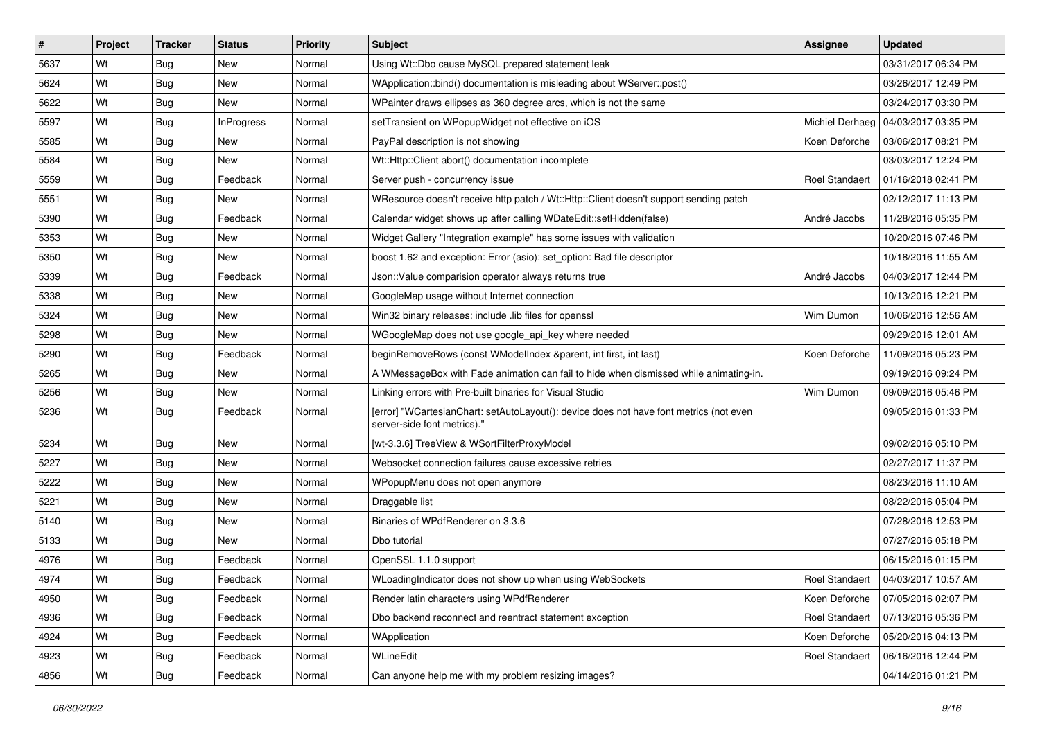| # | Project | Tracker | Status | Priority | Subject | Assignee | Updated |
|---|---|---|---|---|---|---|---|
| 5637 | Wt | Bug | New | Normal | Using Wt::Dbo cause MySQL prepared statement leak | | 03/31/2017 06:34 PM |
| 5624 | Wt | Bug | New | Normal | WApplication::bind() documentation is misleading about WServer::post() | | 03/26/2017 12:49 PM |
| 5622 | Wt | Bug | New | Normal | WPainter draws ellipses as 360 degree arcs, which is not the same | | 03/24/2017 03:30 PM |
| 5597 | Wt | Bug | InProgress | Normal | setTransient on WPopupWidget not effective on iOS | Michiel Derhaeg | 04/03/2017 03:35 PM |
| 5585 | Wt | Bug | New | Normal | PayPal description is not showing | Koen Deforche | 03/06/2017 08:21 PM |
| 5584 | Wt | Bug | New | Normal | Wt::Http::Client abort() documentation incomplete | | 03/03/2017 12:24 PM |
| 5559 | Wt | Bug | Feedback | Normal | Server push - concurrency issue | Roel Standaert | 01/16/2018 02:41 PM |
| 5551 | Wt | Bug | New | Normal | WResource doesn't receive http patch / Wt::Http::Client doesn't support sending patch | | 02/12/2017 11:13 PM |
| 5390 | Wt | Bug | Feedback | Normal | Calendar widget shows up after calling WDateEdit::setHidden(false) | André Jacobs | 11/28/2016 05:35 PM |
| 5353 | Wt | Bug | New | Normal | Widget Gallery "Integration example" has some issues with validation | | 10/20/2016 07:46 PM |
| 5350 | Wt | Bug | New | Normal | boost 1.62 and exception: Error (asio): set_option: Bad file descriptor | | 10/18/2016 11:55 AM |
| 5339 | Wt | Bug | Feedback | Normal | Json::Value comparision operator always returns true | André Jacobs | 04/03/2017 12:44 PM |
| 5338 | Wt | Bug | New | Normal | GoogleMap usage without Internet connection | | 10/13/2016 12:21 PM |
| 5324 | Wt | Bug | New | Normal | Win32 binary releases: include .lib files for openssl | Wim Dumon | 10/06/2016 12:56 AM |
| 5298 | Wt | Bug | New | Normal | WGoogleMap does not use google_api_key where needed | | 09/29/2016 12:01 AM |
| 5290 | Wt | Bug | Feedback | Normal | beginRemoveRows (const WModelIndex &parent, int first, int last) | Koen Deforche | 11/09/2016 05:23 PM |
| 5265 | Wt | Bug | New | Normal | A WMessageBox with Fade animation can fail to hide when dismissed while animating-in. | | 09/19/2016 09:24 PM |
| 5256 | Wt | Bug | New | Normal | Linking errors with Pre-built binaries for Visual Studio | Wim Dumon | 09/09/2016 05:46 PM |
| 5236 | Wt | Bug | Feedback | Normal | [error] "WCartesianChart: setAutoLayout(): device does not have font metrics (not even server-side font metrics)." | | 09/05/2016 01:33 PM |
| 5234 | Wt | Bug | New | Normal | [wt-3.3.6] TreeView & WSortFilterProxyModel | | 09/02/2016 05:10 PM |
| 5227 | Wt | Bug | New | Normal | Websocket connection failures cause excessive retries | | 02/27/2017 11:37 PM |
| 5222 | Wt | Bug | New | Normal | WPopupMenu does not open anymore | | 08/23/2016 11:10 AM |
| 5221 | Wt | Bug | New | Normal | Draggable list | | 08/22/2016 05:04 PM |
| 5140 | Wt | Bug | New | Normal | Binaries of WPdfRenderer on 3.3.6 | | 07/28/2016 12:53 PM |
| 5133 | Wt | Bug | New | Normal | Dbo tutorial | | 07/27/2016 05:18 PM |
| 4976 | Wt | Bug | Feedback | Normal | OpenSSL 1.1.0 support | | 06/15/2016 01:15 PM |
| 4974 | Wt | Bug | Feedback | Normal | WLoadingIndicator does not show up when using WebSockets | Roel Standaert | 04/03/2017 10:57 AM |
| 4950 | Wt | Bug | Feedback | Normal | Render latin characters using WPdfRenderer | Koen Deforche | 07/05/2016 02:07 PM |
| 4936 | Wt | Bug | Feedback | Normal | Dbo backend reconnect and reentract statement exception | Roel Standaert | 07/13/2016 05:36 PM |
| 4924 | Wt | Bug | Feedback | Normal | WApplication | Koen Deforche | 05/20/2016 04:13 PM |
| 4923 | Wt | Bug | Feedback | Normal | WLineEdit | Roel Standaert | 06/16/2016 12:44 PM |
| 4856 | Wt | Bug | Feedback | Normal | Can anyone help me with my problem resizing images? | | 04/14/2016 01:21 PM |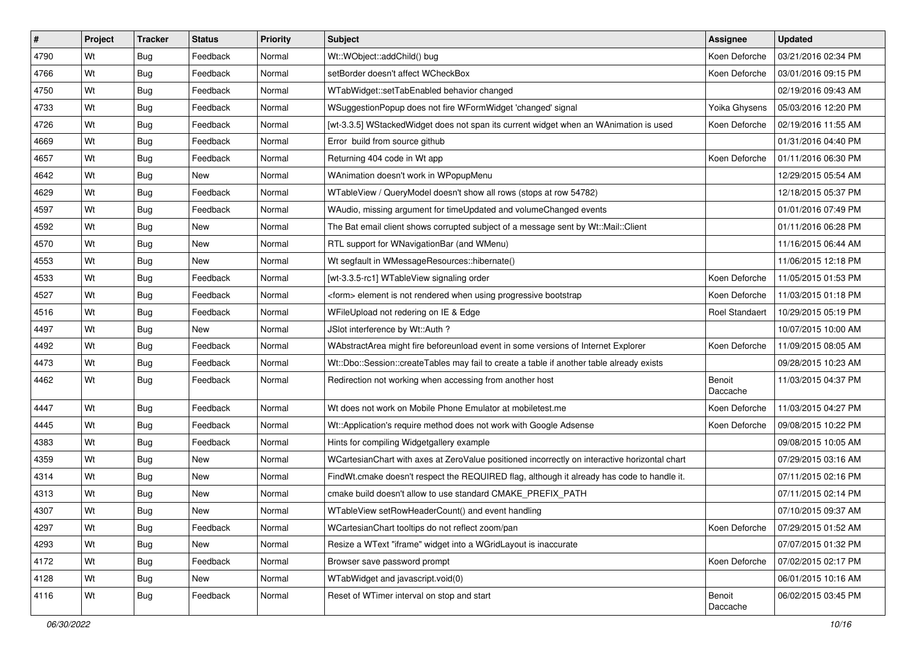| # | Project | Tracker | Status | Priority | Subject | Assignee | Updated |
|---|---|---|---|---|---|---|---|
| 4790 | Wt | Bug | Feedback | Normal | Wt::WObject::addChild() bug | Koen Deforche | 03/21/2016 02:34 PM |
| 4766 | Wt | Bug | Feedback | Normal | setBorder doesn't affect WCheckBox | Koen Deforche | 03/01/2016 09:15 PM |
| 4750 | Wt | Bug | Feedback | Normal | WTabWidget::setTabEnabled behavior changed | | 02/19/2016 09:43 AM |
| 4733 | Wt | Bug | Feedback | Normal | WSuggestionPopup does not fire WFormWidget 'changed' signal | Yoika Ghysens | 05/03/2016 12:20 PM |
| 4726 | Wt | Bug | Feedback | Normal | [wt-3.3.5] WStackedWidget does not span its current widget when an WAnimation is used | Koen Deforche | 02/19/2016 11:55 AM |
| 4669 | Wt | Bug | Feedback | Normal | Error build from source github | | 01/31/2016 04:40 PM |
| 4657 | Wt | Bug | Feedback | Normal | Returning 404 code in Wt app | Koen Deforche | 01/11/2016 06:30 PM |
| 4642 | Wt | Bug | New | Normal | WAnimation doesn't work in WPopupMenu | | 12/29/2015 05:54 AM |
| 4629 | Wt | Bug | Feedback | Normal | WTableView / QueryModel doesn't show all rows (stops at row 54782) | | 12/18/2015 05:37 PM |
| 4597 | Wt | Bug | Feedback | Normal | WAudio, missing argument for timeUpdated and volumeChanged events | | 01/01/2016 07:49 PM |
| 4592 | Wt | Bug | New | Normal | The Bat email client shows corrupted subject of a message sent by Wt::Mail::Client | | 01/11/2016 06:28 PM |
| 4570 | Wt | Bug | New | Normal | RTL support for WNavigationBar (and WMenu) | | 11/16/2015 06:44 AM |
| 4553 | Wt | Bug | New | Normal | Wt segfault in WMessageResources::hibernate() | | 11/06/2015 12:18 PM |
| 4533 | Wt | Bug | Feedback | Normal | [wt-3.3.5-rc1] WTableView signaling order | Koen Deforche | 11/05/2015 01:53 PM |
| 4527 | Wt | Bug | Feedback | Normal | <form> element is not rendered when using progressive bootstrap | Koen Deforche | 11/03/2015 01:18 PM |
| 4516 | Wt | Bug | Feedback | Normal | WFileUpload not redering on IE & Edge | Roel Standaert | 10/29/2015 05:19 PM |
| 4497 | Wt | Bug | New | Normal | JSlot interference by Wt::Auth ? | | 10/07/2015 10:00 AM |
| 4492 | Wt | Bug | Feedback | Normal | WAbstractArea might fire beforeunload event in some versions of Internet Explorer | Koen Deforche | 11/09/2015 08:05 AM |
| 4473 | Wt | Bug | Feedback | Normal | Wt::Dbo::Session::createTables may fail to create a table if another table already exists | | 09/28/2015 10:23 AM |
| 4462 | Wt | Bug | Feedback | Normal | Redirection not working when accessing from another host | Benoit Daccache | 11/03/2015 04:37 PM |
| 4447 | Wt | Bug | Feedback | Normal | Wt does not work on Mobile Phone Emulator at mobiletest.me | Koen Deforche | 11/03/2015 04:27 PM |
| 4445 | Wt | Bug | Feedback | Normal | Wt::Application's require method does not work with Google Adsense | Koen Deforche | 09/08/2015 10:22 PM |
| 4383 | Wt | Bug | Feedback | Normal | Hints for compiling Widgetgallery example | | 09/08/2015 10:05 AM |
| 4359 | Wt | Bug | New | Normal | WCartesianChart with axes at ZeroValue positioned incorrectly on interactive horizontal chart | | 07/29/2015 03:16 AM |
| 4314 | Wt | Bug | New | Normal | FindWt.cmake doesn't respect the REQUIRED flag, although it already has code to handle it. | | 07/11/2015 02:16 PM |
| 4313 | Wt | Bug | New | Normal | cmake build doesn't allow to use standard CMAKE_PREFIX_PATH | | 07/11/2015 02:14 PM |
| 4307 | Wt | Bug | New | Normal | WTableView setRowHeaderCount() and event handling | | 07/10/2015 09:37 AM |
| 4297 | Wt | Bug | Feedback | Normal | WCartesianChart tooltips do not reflect zoom/pan | Koen Deforche | 07/29/2015 01:52 AM |
| 4293 | Wt | Bug | New | Normal | Resize a WText "iframe" widget into a WGridLayout is inaccurate | | 07/07/2015 01:32 PM |
| 4172 | Wt | Bug | Feedback | Normal | Browser save password prompt | Koen Deforche | 07/02/2015 02:17 PM |
| 4128 | Wt | Bug | New | Normal | WTabWidget and javascript.void(0) | | 06/01/2015 10:16 AM |
| 4116 | Wt | Bug | Feedback | Normal | Reset of WTimer interval on stop and start | Benoit Daccache | 06/02/2015 03:45 PM |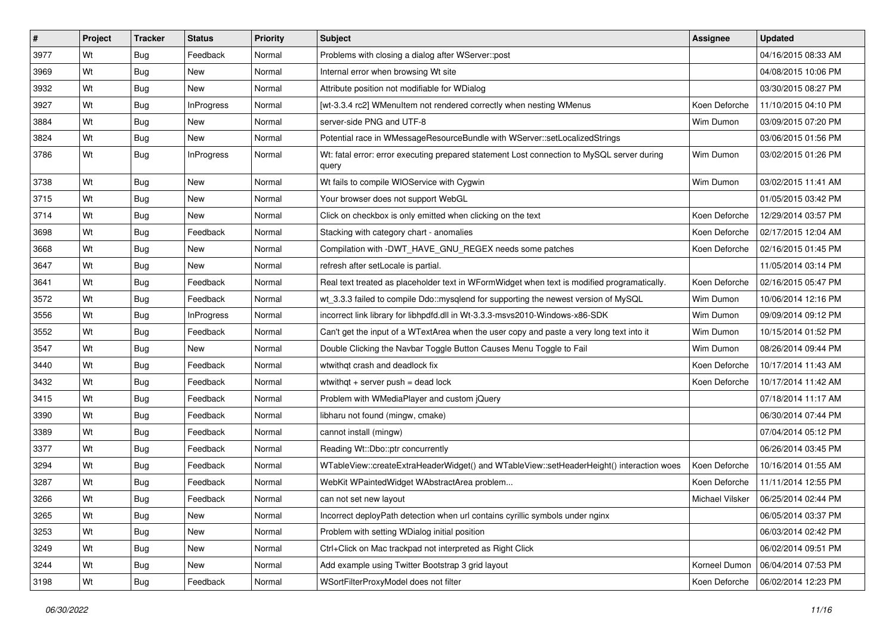| # | Project | Tracker | Status | Priority | Subject | Assignee | Updated |
|---|---|---|---|---|---|---|---|
| 3977 | Wt | Bug | Feedback | Normal | Problems with closing a dialog after WServer::post | | 04/16/2015 08:33 AM |
| 3969 | Wt | Bug | New | Normal | Internal error when browsing Wt site | | 04/08/2015 10:06 PM |
| 3932 | Wt | Bug | New | Normal | Attribute position not modifiable for WDialog | | 03/30/2015 08:27 PM |
| 3927 | Wt | Bug | InProgress | Normal | [wt-3.3.4 rc2] WMenuItem not rendered correctly when nesting WMenus | Koen Deforche | 11/10/2015 04:10 PM |
| 3884 | Wt | Bug | New | Normal | server-side PNG and UTF-8 | Wim Dumon | 03/09/2015 07:20 PM |
| 3824 | Wt | Bug | New | Normal | Potential race in WMessageResourceBundle with WServer::setLocalizedStrings | | 03/06/2015 01:56 PM |
| 3786 | Wt | Bug | InProgress | Normal | Wt: fatal error: error executing prepared statement Lost connection to MySQL server during query | Wim Dumon | 03/02/2015 01:26 PM |
| 3738 | Wt | Bug | New | Normal | Wt fails to compile WIOService with Cygwin | Wim Dumon | 03/02/2015 11:41 AM |
| 3715 | Wt | Bug | New | Normal | Your browser does not support WebGL | | 01/05/2015 03:42 PM |
| 3714 | Wt | Bug | New | Normal | Click on checkbox is only emitted when clicking on the text | Koen Deforche | 12/29/2014 03:57 PM |
| 3698 | Wt | Bug | Feedback | Normal | Stacking with category chart - anomalies | Koen Deforche | 02/17/2015 12:04 AM |
| 3668 | Wt | Bug | New | Normal | Compilation with -DWT_HAVE_GNU_REGEX needs some patches | Koen Deforche | 02/16/2015 01:45 PM |
| 3647 | Wt | Bug | New | Normal | refresh after setLocale is partial. | | 11/05/2014 03:14 PM |
| 3641 | Wt | Bug | Feedback | Normal | Real text treated as placeholder text in WFormWidget when text is modified programatically. | Koen Deforche | 02/16/2015 05:47 PM |
| 3572 | Wt | Bug | Feedback | Normal | wt_3.3.3 failed to compile Ddo::mysqlend for supporting the newest version of MySQL | Wim Dumon | 10/06/2014 12:16 PM |
| 3556 | Wt | Bug | InProgress | Normal | incorrect link library for libhpdfd.dll in Wt-3.3.3-msvs2010-Windows-x86-SDK | Wim Dumon | 09/09/2014 09:12 PM |
| 3552 | Wt | Bug | Feedback | Normal | Can't get the input of a WTextArea when the user copy and paste a very long text into it | Wim Dumon | 10/15/2014 01:52 PM |
| 3547 | Wt | Bug | New | Normal | Double Clicking the Navbar Toggle Button Causes Menu Toggle to Fail | Wim Dumon | 08/26/2014 09:44 PM |
| 3440 | Wt | Bug | Feedback | Normal | wtwithqt crash and deadlock fix | Koen Deforche | 10/17/2014 11:43 AM |
| 3432 | Wt | Bug | Feedback | Normal | wtwithqt + server push = dead lock | Koen Deforche | 10/17/2014 11:42 AM |
| 3415 | Wt | Bug | Feedback | Normal | Problem with WMediaPlayer and custom jQuery | | 07/18/2014 11:17 AM |
| 3390 | Wt | Bug | Feedback | Normal | libharu not found (mingw, cmake) | | 06/30/2014 07:44 PM |
| 3389 | Wt | Bug | Feedback | Normal | cannot install (mingw) | | 07/04/2014 05:12 PM |
| 3377 | Wt | Bug | Feedback | Normal | Reading Wt::Dbo::ptr concurrently | | 06/26/2014 03:45 PM |
| 3294 | Wt | Bug | Feedback | Normal | WTableView::createExtraHeaderWidget() and WTableView::setHeaderHeight() interaction woes | Koen Deforche | 10/16/2014 01:55 AM |
| 3287 | Wt | Bug | Feedback | Normal | WebKit WPaintedWidget WAbstractArea problem... | Koen Deforche | 11/11/2014 12:55 PM |
| 3266 | Wt | Bug | Feedback | Normal | can not set new layout | Michael Vilsker | 06/25/2014 02:44 PM |
| 3265 | Wt | Bug | New | Normal | Incorrect deployPath detection when url contains cyrillic symbols under nginx | | 06/05/2014 03:37 PM |
| 3253 | Wt | Bug | New | Normal | Problem with setting WDialog initial position | | 06/03/2014 02:42 PM |
| 3249 | Wt | Bug | New | Normal | Ctrl+Click on Mac trackpad not interpreted as Right Click | | 06/02/2014 09:51 PM |
| 3244 | Wt | Bug | New | Normal | Add example using Twitter Bootstrap 3 grid layout | Korneel Dumon | 06/04/2014 07:53 PM |
| 3198 | Wt | Bug | Feedback | Normal | WSortFilterProxyModel does not filter | Koen Deforche | 06/02/2014 12:23 PM |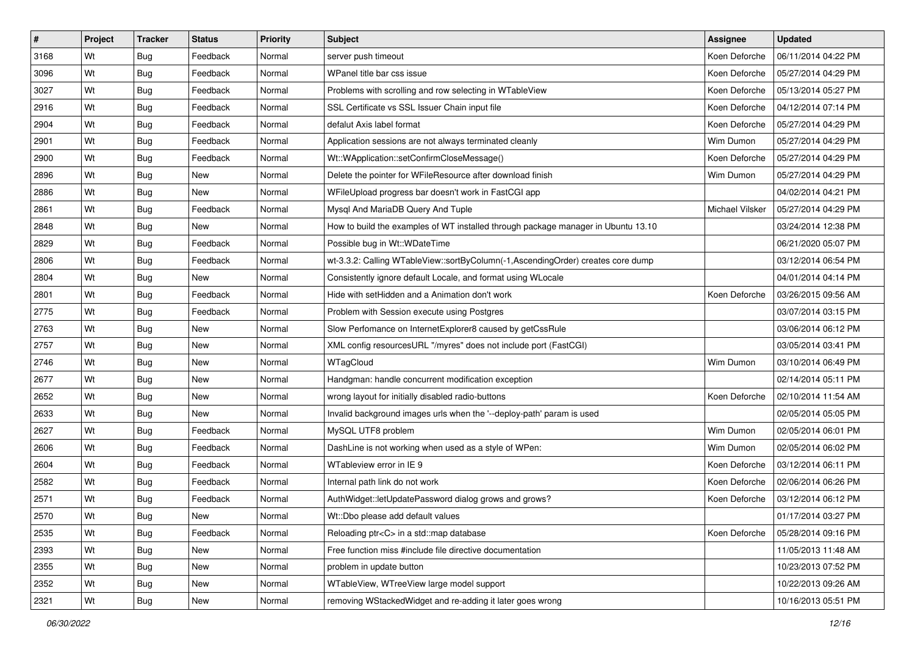| # | Project | Tracker | Status | Priority | Subject | Assignee | Updated |
|---|---|---|---|---|---|---|---|
| 3168 | Wt | Bug | Feedback | Normal | server push timeout | Koen Deforche | 06/11/2014 04:22 PM |
| 3096 | Wt | Bug | Feedback | Normal | WPanel title bar css issue | Koen Deforche | 05/27/2014 04:29 PM |
| 3027 | Wt | Bug | Feedback | Normal | Problems with scrolling and row selecting in WTableView | Koen Deforche | 05/13/2014 05:27 PM |
| 2916 | Wt | Bug | Feedback | Normal | SSL Certificate vs SSL Issuer Chain input file | Koen Deforche | 04/12/2014 07:14 PM |
| 2904 | Wt | Bug | Feedback | Normal | defalut Axis label format | Koen Deforche | 05/27/2014 04:29 PM |
| 2901 | Wt | Bug | Feedback | Normal | Application sessions are not always terminated cleanly | Wim Dumon | 05/27/2014 04:29 PM |
| 2900 | Wt | Bug | Feedback | Normal | Wt::WApplication::setConfirmCloseMessage() | Koen Deforche | 05/27/2014 04:29 PM |
| 2896 | Wt | Bug | New | Normal | Delete the pointer for WFileResource after download finish | Wim Dumon | 05/27/2014 04:29 PM |
| 2886 | Wt | Bug | New | Normal | WFileUpload progress bar doesn't work in FastCGI app | | 04/02/2014 04:21 PM |
| 2861 | Wt | Bug | Feedback | Normal | Mysql And MariaDB Query And Tuple | Michael Vilsker | 05/27/2014 04:29 PM |
| 2848 | Wt | Bug | New | Normal | How to build the examples of WT installed through package manager in Ubuntu 13.10 | | 03/24/2014 12:38 PM |
| 2829 | Wt | Bug | Feedback | Normal | Possible bug in Wt::WDateTime | | 06/21/2020 05:07 PM |
| 2806 | Wt | Bug | Feedback | Normal | wt-3.3.2: Calling WTableView::sortByColumn(-1,AscendingOrder) creates core dump | | 03/12/2014 06:54 PM |
| 2804 | Wt | Bug | New | Normal | Consistently ignore default Locale, and format using WLocale | | 04/01/2014 04:14 PM |
| 2801 | Wt | Bug | Feedback | Normal | Hide with setHidden and a Animation don't work | Koen Deforche | 03/26/2015 09:56 AM |
| 2775 | Wt | Bug | Feedback | Normal | Problem with Session execute using Postgres | | 03/07/2014 03:15 PM |
| 2763 | Wt | Bug | New | Normal | Slow Perfomance on InternetExplorer8 caused by getCssRule | | 03/06/2014 06:12 PM |
| 2757 | Wt | Bug | New | Normal | XML config resourcesURL "/myres" does not include port (FastCGI) | | 03/05/2014 03:41 PM |
| 2746 | Wt | Bug | New | Normal | WTagCloud | Wim Dumon | 03/10/2014 06:49 PM |
| 2677 | Wt | Bug | New | Normal | Handgman: handle concurrent modification exception | | 02/14/2014 05:11 PM |
| 2652 | Wt | Bug | New | Normal | wrong layout for initially disabled radio-buttons | Koen Deforche | 02/10/2014 11:54 AM |
| 2633 | Wt | Bug | New | Normal | Invalid background images urls when the '--deploy-path' param is used | | 02/05/2014 05:05 PM |
| 2627 | Wt | Bug | Feedback | Normal | MySQL UTF8 problem | Wim Dumon | 02/05/2014 06:01 PM |
| 2606 | Wt | Bug | Feedback | Normal | DashLine is not working when used as a style of WPen: | Wim Dumon | 02/05/2014 06:02 PM |
| 2604 | Wt | Bug | Feedback | Normal | WTableview error in IE 9 | Koen Deforche | 03/12/2014 06:11 PM |
| 2582 | Wt | Bug | Feedback | Normal | Internal path link do not work | Koen Deforche | 02/06/2014 06:26 PM |
| 2571 | Wt | Bug | Feedback | Normal | AuthWidget::letUpdatePassword dialog grows and grows? | Koen Deforche | 03/12/2014 06:12 PM |
| 2570 | Wt | Bug | New | Normal | Wt::Dbo please add default values | | 01/17/2014 03:27 PM |
| 2535 | Wt | Bug | Feedback | Normal | Reloading ptr<C> in a std::map database | Koen Deforche | 05/28/2014 09:16 PM |
| 2393 | Wt | Bug | New | Normal | Free function miss #include file directive documentation | | 11/05/2013 11:48 AM |
| 2355 | Wt | Bug | New | Normal | problem in update button | | 10/23/2013 07:52 PM |
| 2352 | Wt | Bug | New | Normal | WTableView, WTreeView large model support | | 10/22/2013 09:26 AM |
| 2321 | Wt | Bug | New | Normal | removing WStackedWidget and re-adding it later goes wrong | | 10/16/2013 05:51 PM |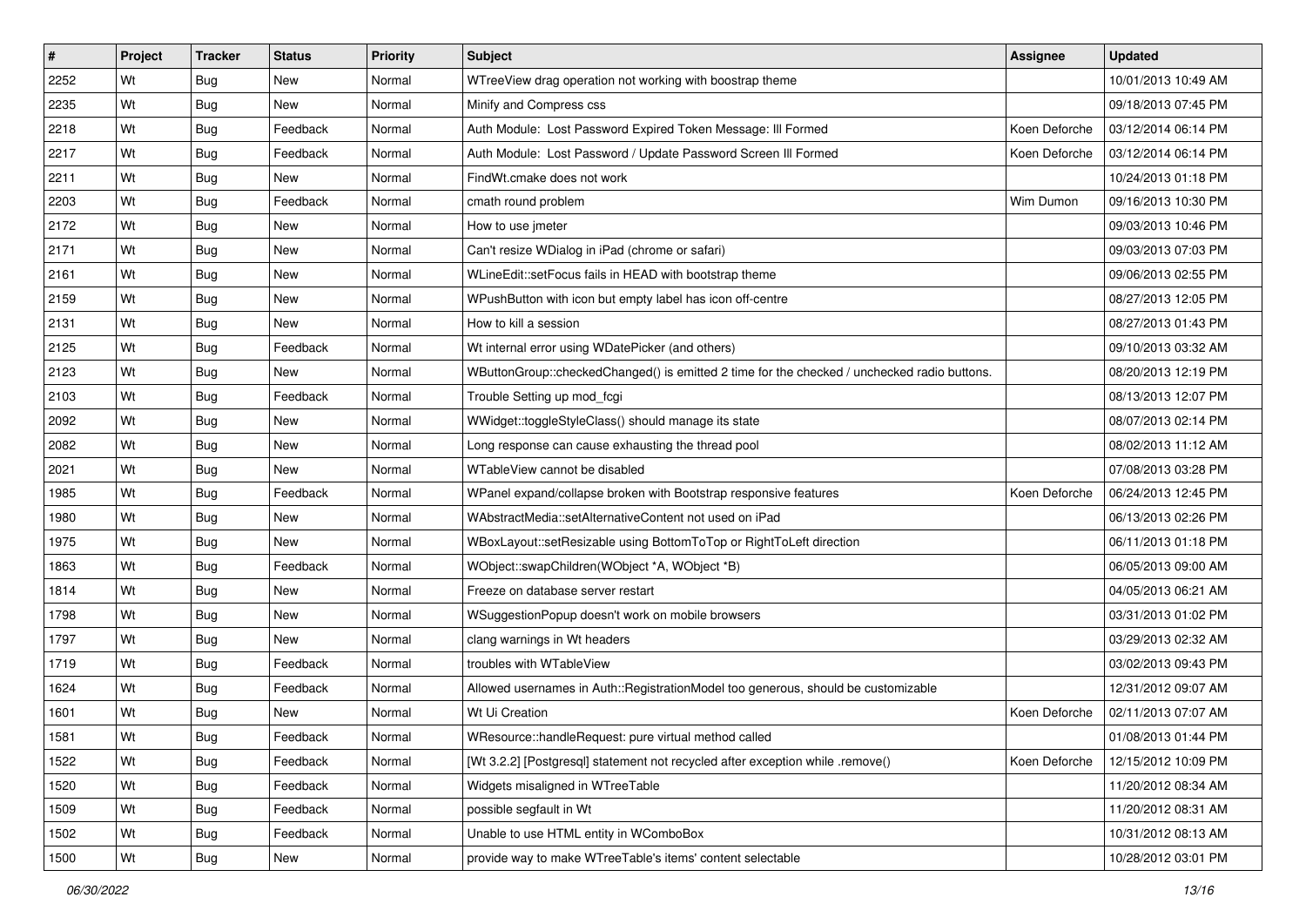| # | Project | Tracker | Status | Priority | Subject | Assignee | Updated |
|---|---|---|---|---|---|---|---|
| 2252 | Wt | Bug | New | Normal | WTreeView drag operation not working with boostrap theme | | 10/01/2013 10:49 AM |
| 2235 | Wt | Bug | New | Normal | Minify and Compress css | | 09/18/2013 07:45 PM |
| 2218 | Wt | Bug | Feedback | Normal | Auth Module:  Lost Password Expired Token Message: Ill Formed | Koen Deforche | 03/12/2014 06:14 PM |
| 2217 | Wt | Bug | Feedback | Normal | Auth Module:  Lost Password / Update Password Screen Ill Formed | Koen Deforche | 03/12/2014 06:14 PM |
| 2211 | Wt | Bug | New | Normal | FindWt.cmake does not work | | 10/24/2013 01:18 PM |
| 2203 | Wt | Bug | Feedback | Normal | cmath round problem | Wim Dumon | 09/16/2013 10:30 PM |
| 2172 | Wt | Bug | New | Normal | How to use jmeter | | 09/03/2013 10:46 PM |
| 2171 | Wt | Bug | New | Normal | Can't resize WDialog in iPad (chrome or safari) | | 09/03/2013 07:03 PM |
| 2161 | Wt | Bug | New | Normal | WLineEdit::setFocus fails in HEAD with bootstrap theme | | 09/06/2013 02:55 PM |
| 2159 | Wt | Bug | New | Normal | WPushButton with icon but empty label has icon off-centre | | 08/27/2013 12:05 PM |
| 2131 | Wt | Bug | New | Normal | How to kill a session | | 08/27/2013 01:43 PM |
| 2125 | Wt | Bug | Feedback | Normal | Wt internal error using WDatePicker (and others) | | 09/10/2013 03:32 AM |
| 2123 | Wt | Bug | New | Normal | WButtonGroup::checkedChanged() is emitted 2 time for the checked / unchecked radio buttons. | | 08/20/2013 12:19 PM |
| 2103 | Wt | Bug | Feedback | Normal | Trouble Setting up mod_fcgi | | 08/13/2013 12:07 PM |
| 2092 | Wt | Bug | New | Normal | WWidget::toggleStyleClass() should manage its state | | 08/07/2013 02:14 PM |
| 2082 | Wt | Bug | New | Normal | Long response can cause exhausting the thread pool | | 08/02/2013 11:12 AM |
| 2021 | Wt | Bug | New | Normal | WTableView cannot be disabled | | 07/08/2013 03:28 PM |
| 1985 | Wt | Bug | Feedback | Normal | WPanel expand/collapse broken with Bootstrap responsive features | Koen Deforche | 06/24/2013 12:45 PM |
| 1980 | Wt | Bug | New | Normal | WAbstractMedia::setAlternativeContent not used on iPad | | 06/13/2013 02:26 PM |
| 1975 | Wt | Bug | New | Normal | WBoxLayout::setResizable using BottomToTop or RightToLeft direction | | 06/11/2013 01:18 PM |
| 1863 | Wt | Bug | Feedback | Normal | WObject::swapChildren(WObject *A, WObject *B) | | 06/05/2013 09:00 AM |
| 1814 | Wt | Bug | New | Normal | Freeze on database server restart | | 04/05/2013 06:21 AM |
| 1798 | Wt | Bug | New | Normal | WSuggestionPopup doesn't work on mobile browsers | | 03/31/2013 01:02 PM |
| 1797 | Wt | Bug | New | Normal | clang warnings in Wt headers | | 03/29/2013 02:32 AM |
| 1719 | Wt | Bug | Feedback | Normal | troubles with WTableView | | 03/02/2013 09:43 PM |
| 1624 | Wt | Bug | Feedback | Normal | Allowed usernames in Auth::RegistrationModel too generous, should be customizable | | 12/31/2012 09:07 AM |
| 1601 | Wt | Bug | New | Normal | Wt Ui Creation | Koen Deforche | 02/11/2013 07:07 AM |
| 1581 | Wt | Bug | Feedback | Normal | WResource::handleRequest: pure virtual method called | | 01/08/2013 01:44 PM |
| 1522 | Wt | Bug | Feedback | Normal | [Wt 3.2.2] [Postgresql] statement not recycled after exception while .remove() | Koen Deforche | 12/15/2012 10:09 PM |
| 1520 | Wt | Bug | Feedback | Normal | Widgets misaligned in WTreeTable | | 11/20/2012 08:34 AM |
| 1509 | Wt | Bug | Feedback | Normal | possible segfault in Wt | | 11/20/2012 08:31 AM |
| 1502 | Wt | Bug | Feedback | Normal | Unable to use HTML entity in WComboBox | | 10/31/2012 08:13 AM |
| 1500 | Wt | Bug | New | Normal | provide way to make WTreeTable's items' content selectable | | 10/28/2012 03:01 PM |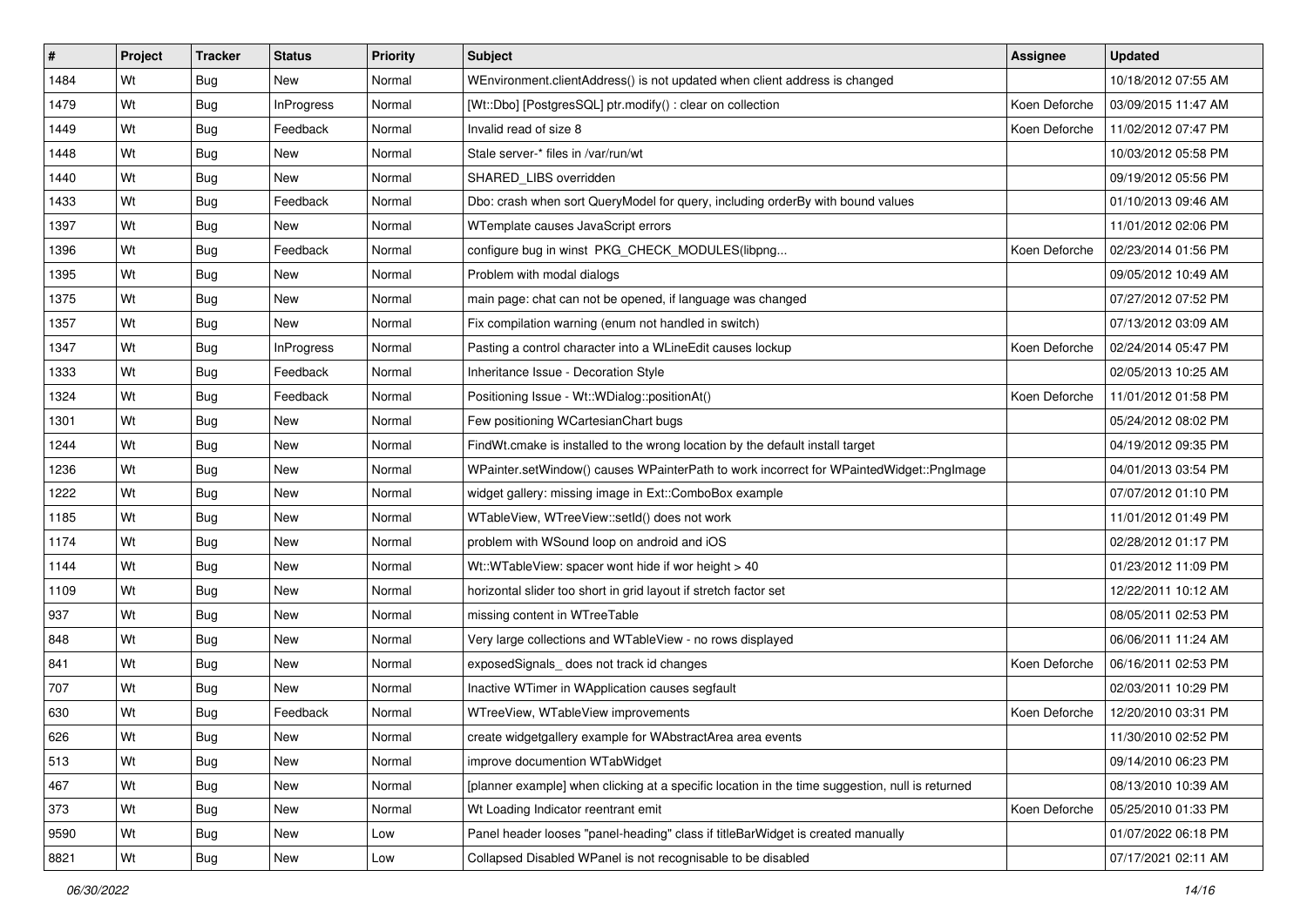| # | Project | Tracker | Status | Priority | Subject | Assignee | Updated |
|---|---|---|---|---|---|---|---|
| 1484 | Wt | Bug | New | Normal | WEnvironment.clientAddress() is not updated when client address is changed | | 10/18/2012 07:55 AM |
| 1479 | Wt | Bug | InProgress | Normal | [Wt::Dbo] [PostgresSQL] ptr.modify() : clear on collection | Koen Deforche | 03/09/2015 11:47 AM |
| 1449 | Wt | Bug | Feedback | Normal | Invalid read of size 8 | Koen Deforche | 11/02/2012 07:47 PM |
| 1448 | Wt | Bug | New | Normal | Stale server-* files in /var/run/wt | | 10/03/2012 05:58 PM |
| 1440 | Wt | Bug | New | Normal | SHARED_LIBS overridden | | 09/19/2012 05:56 PM |
| 1433 | Wt | Bug | Feedback | Normal | Dbo: crash when sort QueryModel for query, including orderBy with bound values | | 01/10/2013 09:46 AM |
| 1397 | Wt | Bug | New | Normal | WTemplate causes JavaScript errors | | 11/01/2012 02:06 PM |
| 1396 | Wt | Bug | Feedback | Normal | configure bug in winst PKG_CHECK_MODULES(libpng... | Koen Deforche | 02/23/2014 01:56 PM |
| 1395 | Wt | Bug | New | Normal | Problem with modal dialogs | | 09/05/2012 10:49 AM |
| 1375 | Wt | Bug | New | Normal | main page: chat can not be opened, if language was changed | | 07/27/2012 07:52 PM |
| 1357 | Wt | Bug | New | Normal | Fix compilation warning (enum not handled in switch) | | 07/13/2012 03:09 AM |
| 1347 | Wt | Bug | InProgress | Normal | Pasting a control character into a WLineEdit causes lockup | Koen Deforche | 02/24/2014 05:47 PM |
| 1333 | Wt | Bug | Feedback | Normal | Inheritance Issue - Decoration Style | | 02/05/2013 10:25 AM |
| 1324 | Wt | Bug | Feedback | Normal | Positioning Issue - Wt::WDialog::positionAt() | Koen Deforche | 11/01/2012 01:58 PM |
| 1301 | Wt | Bug | New | Normal | Few positioning WCartesianChart bugs | | 05/24/2012 08:02 PM |
| 1244 | Wt | Bug | New | Normal | FindWt.cmake is installed to the wrong location by the default install target | | 04/19/2012 09:35 PM |
| 1236 | Wt | Bug | New | Normal | WPainter.setWindow() causes WPainterPath to work incorrect for WPaintedWidget::PngImage | | 04/01/2013 03:54 PM |
| 1222 | Wt | Bug | New | Normal | widget gallery: missing image in Ext::ComboBox example | | 07/07/2012 01:10 PM |
| 1185 | Wt | Bug | New | Normal | WTableView, WTreeView::setId() does not work | | 11/01/2012 01:49 PM |
| 1174 | Wt | Bug | New | Normal | problem with WSound loop on android and iOS | | 02/28/2012 01:17 PM |
| 1144 | Wt | Bug | New | Normal | Wt::WTableView: spacer wont hide if wor height > 40 | | 01/23/2012 11:09 PM |
| 1109 | Wt | Bug | New | Normal | horizontal slider too short in grid layout if stretch factor set | | 12/22/2011 10:12 AM |
| 937 | Wt | Bug | New | Normal | missing content in WTreeTable | | 08/05/2011 02:53 PM |
| 848 | Wt | Bug | New | Normal | Very large collections and WTableView - no rows displayed | | 06/06/2011 11:24 AM |
| 841 | Wt | Bug | New | Normal | exposedSignals_ does not track id changes | Koen Deforche | 06/16/2011 02:53 PM |
| 707 | Wt | Bug | New | Normal | Inactive WTimer in WApplication causes segfault | | 02/03/2011 10:29 PM |
| 630 | Wt | Bug | Feedback | Normal | WTreeView, WTableView improvements | Koen Deforche | 12/20/2010 03:31 PM |
| 626 | Wt | Bug | New | Normal | create widgetgallery example for WAbstractArea area events | | 11/30/2010 02:52 PM |
| 513 | Wt | Bug | New | Normal | improve documention WTabWidget | | 09/14/2010 06:23 PM |
| 467 | Wt | Bug | New | Normal | [planner example] when clicking at a specific location in the time suggestion, null is returned | | 08/13/2010 10:39 AM |
| 373 | Wt | Bug | New | Normal | Wt Loading Indicator reentrant emit | Koen Deforche | 05/25/2010 01:33 PM |
| 9590 | Wt | Bug | New | Low | Panel header looses "panel-heading" class if titleBarWidget is created manually | | 01/07/2022 06:18 PM |
| 8821 | Wt | Bug | New | Low | Collapsed Disabled WPanel is not recognisable to be disabled | | 07/17/2021 02:11 AM |

*06/30/2022*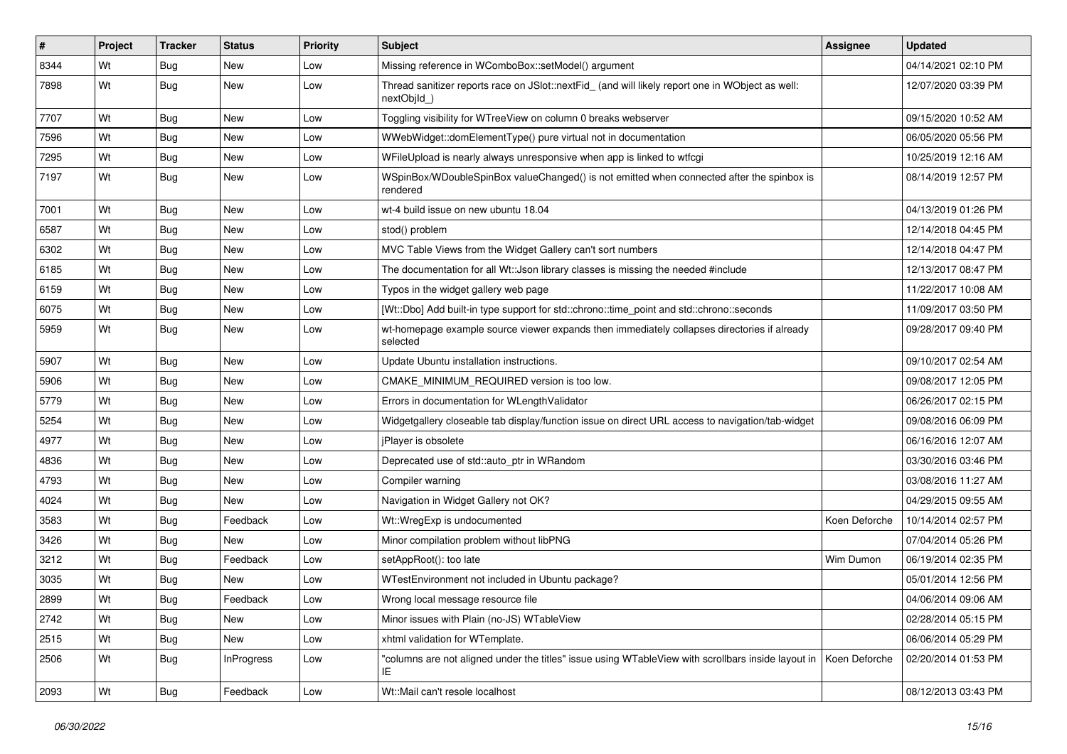| # | Project | Tracker | Status | Priority | Subject | Assignee | Updated |
|---|---|---|---|---|---|---|---|
| 8344 | Wt | Bug | New | Low | Missing reference in WComboBox::setModel() argument | | 04/14/2021 02:10 PM |
| 7898 | Wt | Bug | New | Low | Thread sanitizer reports race on JSlot::nextFid_ (and will likely report one in WObject as well: nextObjId_) | | 12/07/2020 03:39 PM |
| 7707 | Wt | Bug | New | Low | Toggling visibility for WTreeView on column 0 breaks webserver | | 09/15/2020 10:52 AM |
| 7596 | Wt | Bug | New | Low | WWebWidget::domElementType() pure virtual not in documentation | | 06/05/2020 05:56 PM |
| 7295 | Wt | Bug | New | Low | WFileUpload is nearly always unresponsive when app is linked to wtfcgi | | 10/25/2019 12:16 AM |
| 7197 | Wt | Bug | New | Low | WSpinBox/WDoubleSpinBox valueChanged() is not emitted when connected after the spinbox is rendered | | 08/14/2019 12:57 PM |
| 7001 | Wt | Bug | New | Low | wt-4 build issue on new ubuntu 18.04 | | 04/13/2019 01:26 PM |
| 6587 | Wt | Bug | New | Low | stod() problem | | 12/14/2018 04:45 PM |
| 6302 | Wt | Bug | New | Low | MVC Table Views from the Widget Gallery can't sort numbers | | 12/14/2018 04:47 PM |
| 6185 | Wt | Bug | New | Low | The documentation for all Wt::Json library classes is missing the needed #include | | 12/13/2017 08:47 PM |
| 6159 | Wt | Bug | New | Low | Typos in the widget gallery web page | | 11/22/2017 10:08 AM |
| 6075 | Wt | Bug | New | Low | [Wt::Dbo] Add built-in type support for std::chrono::time_point and std::chrono::seconds | | 11/09/2017 03:50 PM |
| 5959 | Wt | Bug | New | Low | wt-homepage example source viewer expands then immediately collapses directories if already selected | | 09/28/2017 09:40 PM |
| 5907 | Wt | Bug | New | Low | Update Ubuntu installation instructions. | | 09/10/2017 02:54 AM |
| 5906 | Wt | Bug | New | Low | CMAKE_MINIMUM_REQUIRED version is too low. | | 09/08/2017 12:05 PM |
| 5779 | Wt | Bug | New | Low | Errors in documentation for WLengthValidator | | 06/26/2017 02:15 PM |
| 5254 | Wt | Bug | New | Low | Widgetgallery closeable tab display/function issue on direct URL access to navigation/tab-widget | | 09/08/2016 06:09 PM |
| 4977 | Wt | Bug | New | Low | jPlayer is obsolete | | 06/16/2016 12:07 AM |
| 4836 | Wt | Bug | New | Low | Deprecated use of std::auto_ptr in WRandom | | 03/30/2016 03:46 PM |
| 4793 | Wt | Bug | New | Low | Compiler warning | | 03/08/2016 11:27 AM |
| 4024 | Wt | Bug | New | Low | Navigation in Widget Gallery not OK? | | 04/29/2015 09:55 AM |
| 3583 | Wt | Bug | Feedback | Low | Wt::WregExp is undocumented | Koen Deforche | 10/14/2014 02:57 PM |
| 3426 | Wt | Bug | New | Low | Minor compilation problem without libPNG | | 07/04/2014 05:26 PM |
| 3212 | Wt | Bug | Feedback | Low | setAppRoot(): too late | Wim Dumon | 06/19/2014 02:35 PM |
| 3035 | Wt | Bug | New | Low | WTestEnvironment not included in Ubuntu package? | | 05/01/2014 12:56 PM |
| 2899 | Wt | Bug | Feedback | Low | Wrong local message resource file | | 04/06/2014 09:06 AM |
| 2742 | Wt | Bug | New | Low | Minor issues with Plain (no-JS) WTableView | | 02/28/2014 05:15 PM |
| 2515 | Wt | Bug | New | Low | xhtml validation for WTemplate. | | 06/06/2014 05:29 PM |
| 2506 | Wt | Bug | InProgress | Low | "columns are not aligned under the titles" issue using WTableView with scrollbars inside layout in IE | Koen Deforche | 02/20/2014 01:53 PM |
| 2093 | Wt | Bug | Feedback | Low | Wt::Mail can't resole localhost | | 08/12/2013 03:43 PM |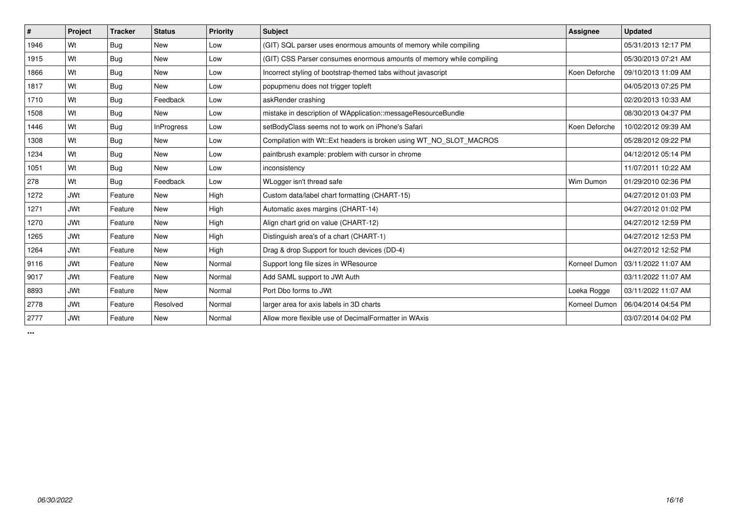| # | Project | Tracker | Status | Priority | Subject | Assignee | Updated |
|---|---|---|---|---|---|---|---|
| 1946 | Wt | Bug | New | Low | (GIT) SQL parser uses enormous amounts of memory while compiling | | 05/31/2013 12:17 PM |
| 1915 | Wt | Bug | New | Low | (GIT) CSS Parser consumes enormous amounts of memory while compiling | | 05/30/2013 07:21 AM |
| 1866 | Wt | Bug | New | Low | Incorrect styling of bootstrap-themed tabs without javascript | Koen Deforche | 09/10/2013 11:09 AM |
| 1817 | Wt | Bug | New | Low | popupmenu does not trigger topleft | | 04/05/2013 07:25 PM |
| 1710 | Wt | Bug | Feedback | Low | askRender crashing | | 02/20/2013 10:33 AM |
| 1508 | Wt | Bug | New | Low | mistake in description of WApplication::messageResourceBundle | | 08/30/2013 04:37 PM |
| 1446 | Wt | Bug | InProgress | Low | setBodyClass seems not to work on iPhone's Safari | Koen Deforche | 10/02/2012 09:39 AM |
| 1308 | Wt | Bug | New | Low | Compilation with Wt::Ext headers is broken using WT_NO_SLOT_MACROS | | 05/28/2012 09:22 PM |
| 1234 | Wt | Bug | New | Low | paintbrush example: problem with cursor in chrome | | 04/12/2012 05:14 PM |
| 1051 | Wt | Bug | New | Low | inconsistency | | 11/07/2011 10:22 AM |
| 278 | Wt | Bug | Feedback | Low | WLogger isn't thread safe | Wim Dumon | 01/29/2010 02:36 PM |
| 1272 | JWt | Feature | New | High | Custom data/label chart formatting (CHART-15) | | 04/27/2012 01:03 PM |
| 1271 | JWt | Feature | New | High | Automatic axes margins (CHART-14) | | 04/27/2012 01:02 PM |
| 1270 | JWt | Feature | New | High | Align chart grid on value (CHART-12) | | 04/27/2012 12:59 PM |
| 1265 | JWt | Feature | New | High | Distinguish area's of a chart (CHART-1) | | 04/27/2012 12:53 PM |
| 1264 | JWt | Feature | New | High | Drag & drop Support for touch devices (DD-4) | | 04/27/2012 12:52 PM |
| 9116 | JWt | Feature | New | Normal | Support long file sizes in WResource | Korneel Dumon | 03/11/2022 11:07 AM |
| 9017 | JWt | Feature | New | Normal | Add SAML support to JWt Auth | | 03/11/2022 11:07 AM |
| 8893 | JWt | Feature | New | Normal | Port Dbo forms to JWt | Loeka Rogge | 03/11/2022 11:07 AM |
| 2778 | JWt | Feature | Resolved | Normal | larger area for axis labels in 3D charts | Korneel Dumon | 06/04/2014 04:54 PM |
| 2777 | JWt | Feature | New | Normal | Allow more flexible use of DecimalFormatter in WAxis | | 03/07/2014 04:02 PM |

...